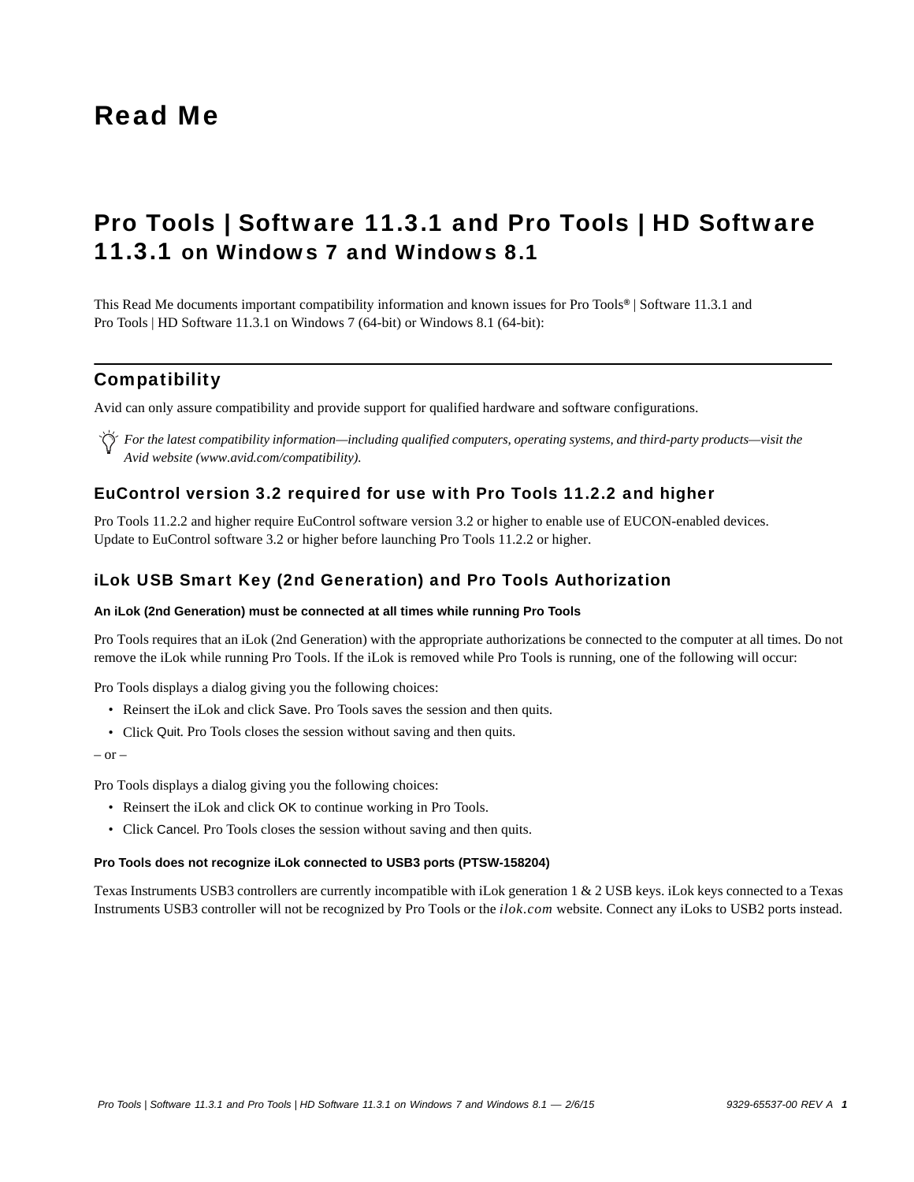# Read Me

# Pro Tools | Software 11.3.1 and Pro Tools | HD Software 11.3.1 on Windows 7 and Windows 8.1

This Read Me documents important compatibility information and known issues for Pro Tools® | Software 11.3.1 and Pro Tools | HD Software 11.3.1 on Windows 7 (64-bit) or Windows 8.1 (64-bit):

## Compatibility

Avid can only assure compatibility and provide support for qualified hardware and software configurations.

*For the latest compatibility information—including qualified computers, operating systems, and third-party products—visit the Avid website (www.avid.com/compatibility).*

### EuControl version 3.2 required for use with Pro Tools 11.2.2 and higher

Pro Tools 11.2.2 and higher require EuControl software version 3.2 or higher to enable use of EUCON-enabled devices. Update to EuControl software 3.2 or higher before launching Pro Tools 11.2.2 or higher.

### iLok USB Smart Key (2nd Generation) and Pro Tools Authorization

#### An iLok (2nd Generation) must be connected at all times while running Pro Tools

Pro Tools requires that an iLok (2nd Generation) with the appropriate authorizations be connected to the computer at all times. Do not remove the iLok while running Pro Tools. If the iLok is removed while Pro Tools is running, one of the following will occur:

Pro Tools displays a dialog giving you the following choices:

- Reinsert the iLok and click Save. Pro Tools saves the session and then quits.
- Click Quit. Pro Tools closes the session without saving and then quits.

– or –

Pro Tools displays a dialog giving you the following choices:

- Reinsert the iLok and click OK to continue working in Pro Tools.
- Click Cancel. Pro Tools closes the session without saving and then quits.

#### Pro Tools does not recognize iLok connected to USB3 ports (PTSW-158204)

Texas Instruments USB3 controllers are currently incompatible with iLok generation 1 & 2 USB keys. iLok keys connected to a Texas Instruments USB3 controller will not be recognized by Pro Tools or the *ilok.com* website. Connect any iLoks to USB2 ports instead.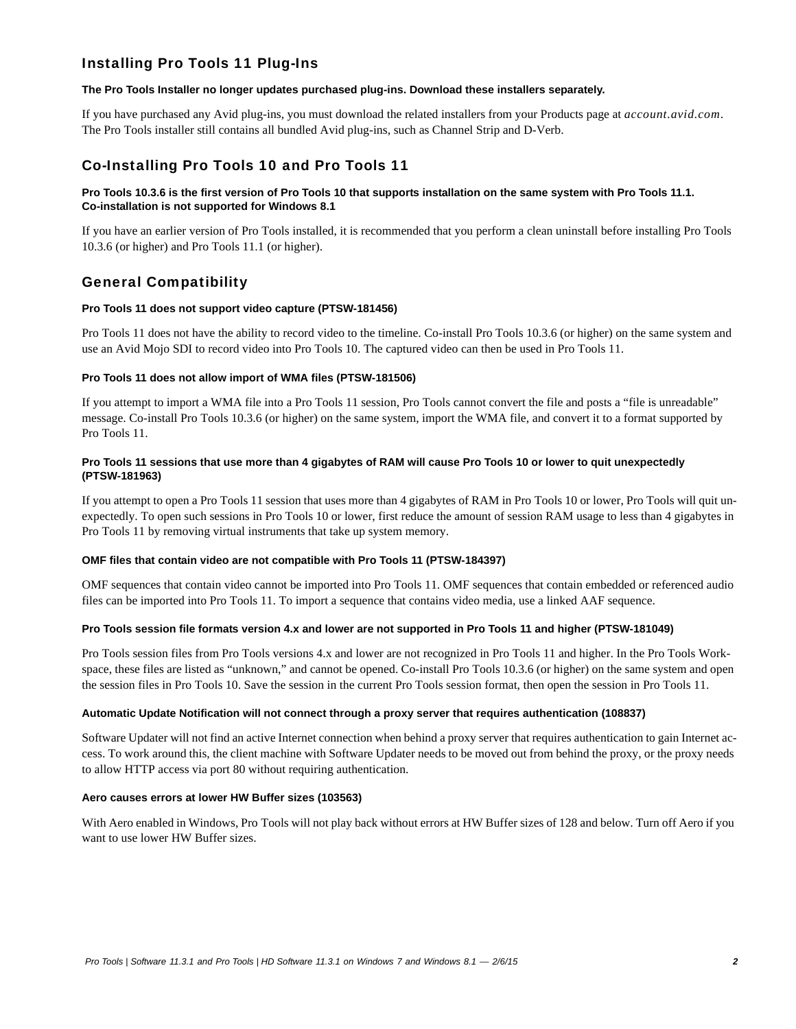## Installing Pro Tools 11 Plug-Ins

**The Pro Tools Installer no longer updates purchased plug-ins. Download these installers separately.**

If you have purchased any Avid plug-ins, you must download the related installers from your Products page at *account.avid.com*. The Pro Tools installer still contains all bundled Avid plug-ins, such as Channel Strip and D-Verb.

## Co-Installing Pro Tools 10 and Pro Tools 11

**Pro Tools 10.3.6 is the first version of Pro Tools 10 that supports installation on the same system with Pro Tools 11.1. Co-installation is not supported for Windows 8.1**

If you have an earlier version of Pro Tools installed, it is recommended that you perform a clean uninstall before installing Pro Tools 10.3.6 (or higher) and Pro Tools 11.1 (or higher).

## General Compatibility

**Pro Tools 11 does not support video capture (PTSW-181456)**

Pro Tools 11 does not have the ability to record video to the timeline. Co-install Pro Tools 10.3.6 (or higher) on the same system and use an Avid Mojo SDI to record video into Pro Tools 10. The captured video can then be used in Pro Tools 11.

**Pro Tools 11 does not allow import of WMA files (PTSW-181506)**

If you attempt to import a WMA file into a Pro Tools 11 session, Pro Tools cannot convert the file and posts a “file is unreadable” message. Co-install Pro Tools 10.3.6 (or higher) on the same system, import the WMA file, and convert it to a format supported by Pro Tools 11.

**Pro Tools 11 sessions that use more than 4 gigabytes of RAM will cause Pro Tools 10 or lower to quit unexpectedly (PTSW-181963)**

If you attempt to open a Pro Tools 11 session that uses more than 4 gigabytes of RAM in Pro Tools 10 or lower, Pro Tools will quit unexpectedly. To open such sessions in Pro Tools 10 or lower, first reduce the amount of session RAM usage to less than 4 gigabytes in Pro Tools 11 by removing virtual instruments that take up system memory.

**OMF files that contain video are not compatible with Pro Tools 11 (PTSW-184397)**

OMF sequences that contain video cannot be imported into Pro Tools 11. OMF sequences that contain embedded or referenced audio files can be imported into Pro Tools 11. To import a sequence that contains video media, use a linked AAF sequence.

**Pro Tools session file formats version 4.x and lower are not supported in Pro Tools 11 and higher (PTSW-181049)**

Pro Tools session files from Pro Tools versions 4.x and lower are not recognized in Pro Tools 11 and higher. In the Pro Tools Workspace, these files are listed as “unknown,” and cannot be opened. Co-install Pro Tools 10.3.6 (or higher) on the same system and open the session files in Pro Tools 10. Save the session in the current Pro Tools session format, then open the session in Pro Tools 11.

**Automatic Update Notification will not connect through a proxy server that requires authentication (108837)**

Software Updater will not find an active Internet connection when behind a proxy server that requires authentication to gain Internet access. To work around this, the client machine with Software Updater needs to be moved out from behind the proxy, or the proxy needs to allow HTTP access via port 80 without requiring authentication.

**Aero causes errors at lower HW Buffer sizes (103563)**

With Aero enabled in Windows, Pro Tools will not play back without errors at HW Buffer sizes of 128 and below. Turn off Aero if you want to use lower HW Buffer sizes.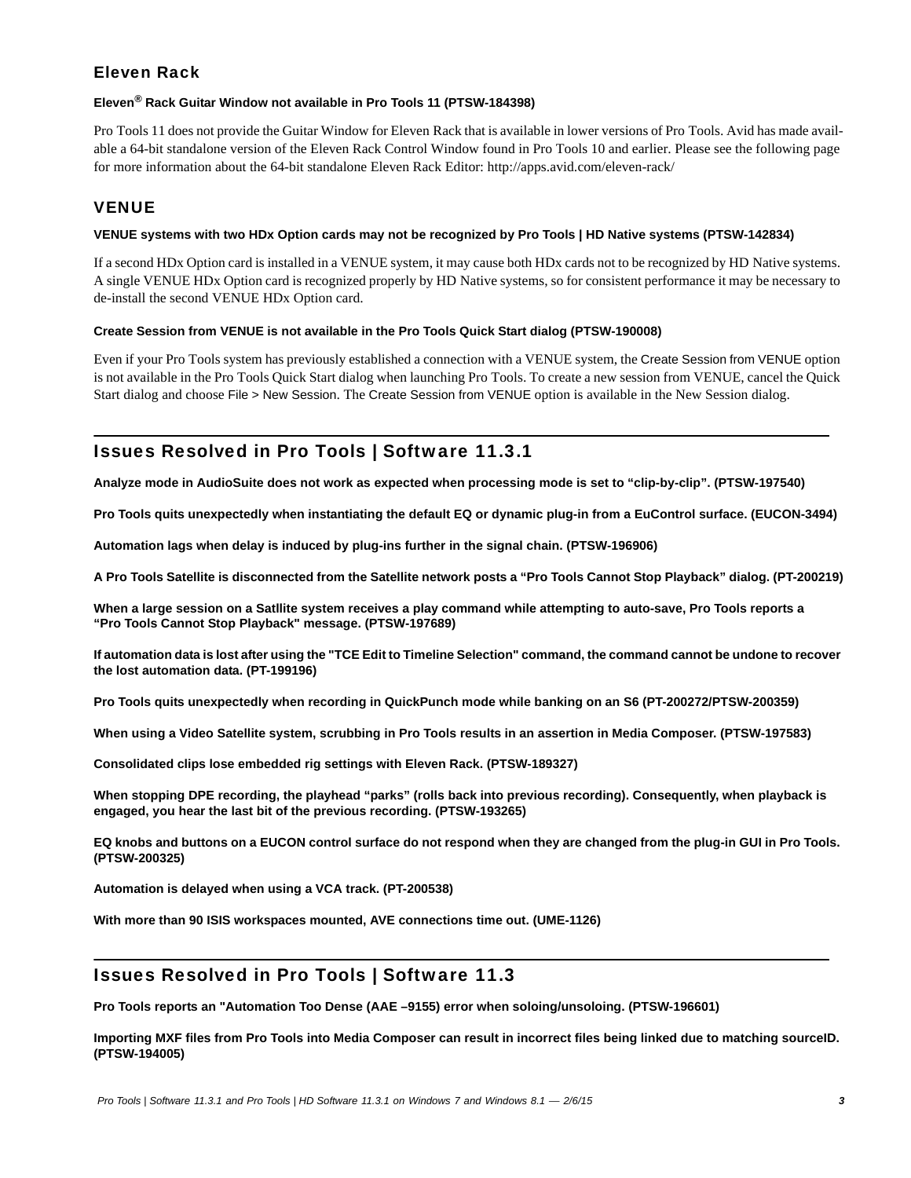## Eleven Rack

**Eleven® Rack Guitar Window not available in Pro Tools 11 (PTSW-184398)**

Pro Tools 11 does not provide the Guitar Window for Eleven Rack that is available in lower versions of Pro Tools. Avid has made available a 64-bit standalone version of the Eleven Rack Control Window found in Pro Tools 10 and earlier. Please see the following page for more information about the 64-bit standalone Eleven Rack Editor: http://apps.avid.com/eleven-rack/

## VENUE

**VENUE systems with two HDx Option cards may not be recognized by Pro Tools | HD Native systems (PTSW-142834)**

If a second HDx Option card is installed in a VENUE system, it may cause both HDx cards not to be recognized by HD Native systems. A single VENUE HDx Option card is recognized properly by HD Native systems, so for consistent performance it may be necessary to de-install the second VENUE HDx Option card.

**Create Session from VENUE is not available in the Pro Tools Quick Start dialog (PTSW-190008)**

Even if your Pro Tools system has previously established a connection with a VENUE system, the Create Session from VENUE option is not available in the Pro Tools Quick Start dialog when launching Pro Tools. To create a new session from VENUE, cancel the Quick Start dialog and choose File > New Session. The Create Session from VENUE option is available in the New Session dialog.

# Issues Resolved in Pro Tools | Software 11.3.1

**Analyze mode in AudioSuite does not work as expected when processing mode is set to “clip-by-clip”. (PTSW-197540)**

**Pro Tools quits unexpectedly when instantiating the default EQ or dynamic plug-in from a EuControl surface. (EUCON-3494)**

**Automation lags when delay is induced by plug-ins further in the signal chain. (PTSW-196906)**

**A Pro Tools Satellite is disconnected from the Satellite network posts a “Pro Tools Cannot Stop Playback” dialog. (PT-200219)**

**When a large session on a Satllite system receives a play command while attempting to auto-save, Pro Tools reports a “Pro Tools Cannot Stop Playback" message. (PTSW-197689)**

**If automation data is lost after using the "TCE Edit to Timeline Selection" command, the command cannot be undone to recover the lost automation data. (PT-199196)**

**Pro Tools quits unexpectedly when recording in QuickPunch mode while banking on an S6 (PT-200272/PTSW-200359)**

**When using a Video Satellite system, scrubbing in Pro Tools results in an assertion in Media Composer. (PTSW-197583)**

**Consolidated clips lose embedded rig settings with Eleven Rack. (PTSW-189327)**

**When stopping DPE recording, the playhead “parks” (rolls back into previous recording). Consequently, when playback is engaged, you hear the last bit of the previous recording. (PTSW-193265)**

**EQ knobs and buttons on a EUCON control surface do not respond when they are changed from the plug-in GUI in Pro Tools. (PTSW-200325)**

**Automation is delayed when using a VCA track. (PT-200538)**

**With more than 90 ISIS workspaces mounted, AVE connections time out. (UME-1126)**

# Issues Resolved in Pro Tools | Software 11.3

**Pro Tools reports an "Automation Too Dense (AAE –9155) error when soloing/unsoloing. (PTSW-196601)**

**Importing MXF files from Pro Tools into Media Composer can result in incorrect files being linked due to matching sourceID. (PTSW-194005)**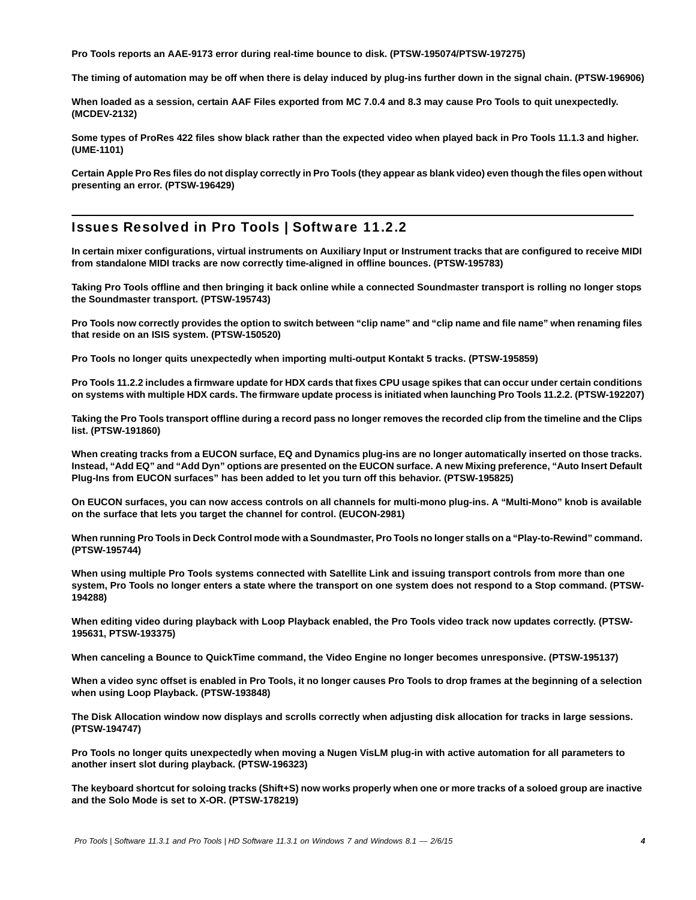**Pro Tools reports an AAE-9173 error during real-time bounce to disk. (PTSW-195074/PTSW-197275)**

**The timing of automation may be off when there is delay induced by plug-ins further down in the signal chain. (PTSW-196906)**

**When loaded as a session, certain AAF Files exported from MC 7.0.4 and 8.3 may cause Pro Tools to quit unexpectedly. (MCDEV-2132)**

**Some types of ProRes 422 files show black rather than the expected video when played back in Pro Tools 11.1.3 and higher. (UME-1101)**

**Certain Apple Pro Res files do not display correctly in Pro Tools (they appear as blank video) even though the files open without presenting an error. (PTSW-196429)**

## Issues Resolved in Pro Tools | Software 11.2.2

**In certain mixer configurations, virtual instruments on Auxiliary Input or Instrument tracks that are configured to receive MIDI from standalone MIDI tracks are now correctly time-aligned in offline bounces. (PTSW-195783)**

**Taking Pro Tools offline and then bringing it back online while a connected Soundmaster transport is rolling no longer stops the Soundmaster transport. (PTSW-195743)**

**Pro Tools now correctly provides the option to switch between "clip name" and "clip name and file name" when renaming files that reside on an ISIS system. (PTSW-150520)**

**Pro Tools no longer quits unexpectedly when importing multi-output Kontakt 5 tracks. (PTSW-195859)**

**Pro Tools 11.2.2 includes a firmware update for HDX cards that fixes CPU usage spikes that can occur under certain conditions on systems with multiple HDX cards. The firmware update process is initiated when launching Pro Tools 11.2.2. (PTSW-192207)**

**Taking the Pro Tools transport offline during a record pass no longer removes the recorded clip from the timeline and the Clips list. (PTSW-191860)**

**When creating tracks from a EUCON surface, EQ and Dynamics plug-ins are no longer automatically inserted on those tracks. Instead, "Add EQ" and "Add Dyn" options are presented on the EUCON surface. A new Mixing preference, "Auto Insert Default Plug-Ins from EUCON surfaces" has been added to let you turn off this behavior. (PTSW-195825)**

**On EUCON surfaces, you can now access controls on all channels for multi-mono plug-ins. A "Multi-Mono" knob is available on the surface that lets you target the channel for control. (EUCON-2981)**

**When running Pro Tools in Deck Control mode with a Soundmaster, Pro Tools no longer stalls on a "Play-to-Rewind" command. (PTSW-195744)**

**When using multiple Pro Tools systems connected with Satellite Link and issuing transport controls from more than one system, Pro Tools no longer enters a state where the transport on one system does not respond to a Stop command. (PTSW-194288)**

**When editing video during playback with Loop Playback enabled, the Pro Tools video track now updates correctly. (PTSW-195631, PTSW-193375)**

**When canceling a Bounce to QuickTime command, the Video Engine no longer becomes unresponsive. (PTSW-195137)**

**When a video sync offset is enabled in Pro Tools, it no longer causes Pro Tools to drop frames at the beginning of a selection when using Loop Playback. (PTSW-193848)**

**The Disk Allocation window now displays and scrolls correctly when adjusting disk allocation for tracks in large sessions. (PTSW-194747)**

**Pro Tools no longer quits unexpectedly when moving a Nugen VisLM plug-in with active automation for all parameters to another insert slot during playback. (PTSW-196323)**

**The keyboard shortcut for soloing tracks (Shift+S) now works properly when one or more tracks of a soloed group are inactive and the Solo Mode is set to X-OR. (PTSW-178219)**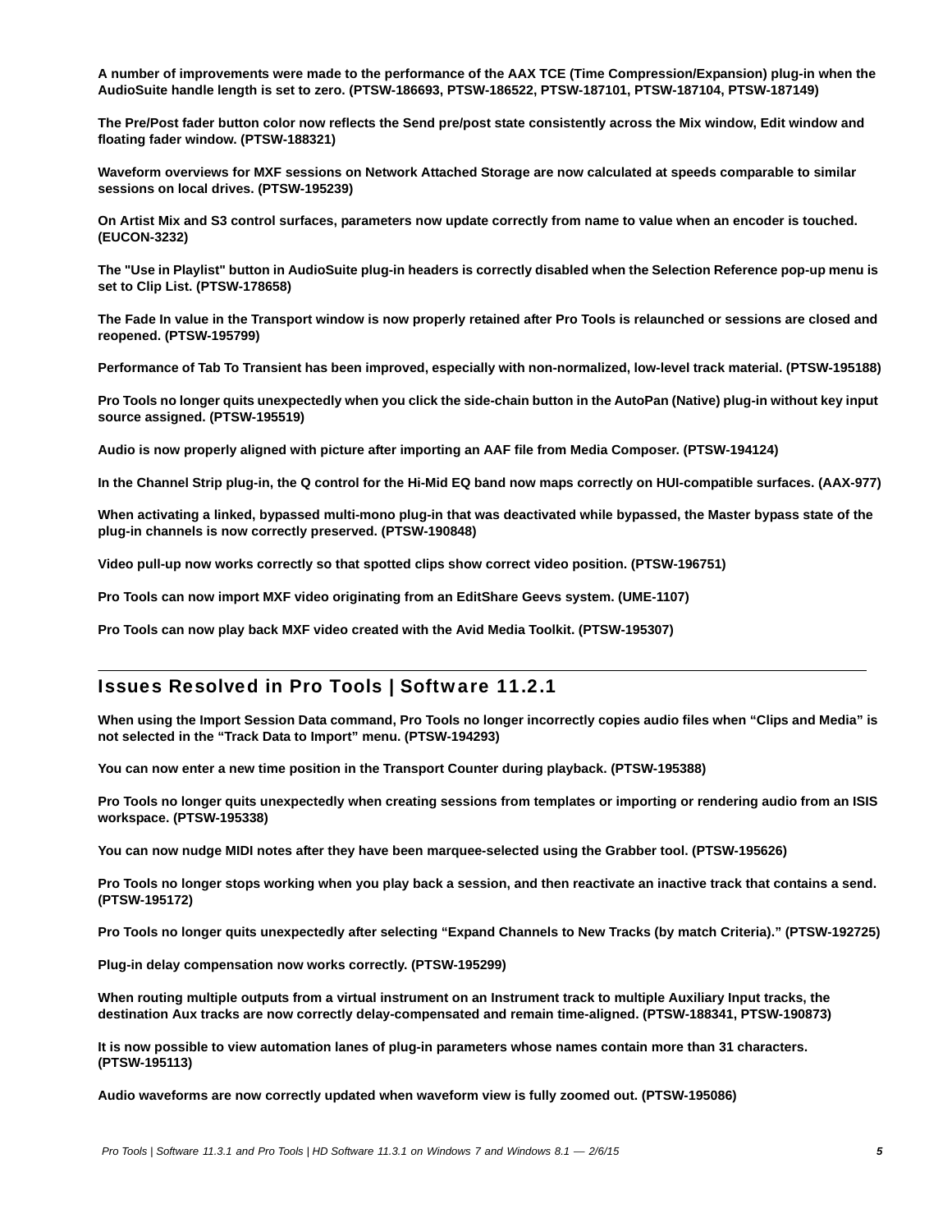**A number of improvements were made to the performance of the AAX TCE (Time Compression/Expansion) plug-in when the AudioSuite handle length is set to zero. (PTSW-186693, PTSW-186522, PTSW-187101, PTSW-187104, PTSW-187149)**

**The Pre/Post fader button color now reflects the Send pre/post state consistently across the Mix window, Edit window and floating fader window. (PTSW-188321)**

**Waveform overviews for MXF sessions on Network Attached Storage are now calculated at speeds comparable to similar sessions on local drives. (PTSW-195239)**

**On Artist Mix and S3 control surfaces, parameters now update correctly from name to value when an encoder is touched. (EUCON-3232)**

**The "Use in Playlist" button in AudioSuite plug-in headers is correctly disabled when the Selection Reference pop-up menu is set to Clip List. (PTSW-178658)**

**The Fade In value in the Transport window is now properly retained after Pro Tools is relaunched or sessions are closed and reopened. (PTSW-195799)**

**Performance of Tab To Transient has been improved, especially with non-normalized, low-level track material. (PTSW-195188)**

**Pro Tools no longer quits unexpectedly when you click the side-chain button in the AutoPan (Native) plug-in without key input source assigned. (PTSW-195519)**

**Audio is now properly aligned with picture after importing an AAF file from Media Composer. (PTSW-194124)**

**In the Channel Strip plug-in, the Q control for the Hi-Mid EQ band now maps correctly on HUI-compatible surfaces. (AAX-977)**

**When activating a linked, bypassed multi-mono plug-in that was deactivated while bypassed, the Master bypass state of the plug-in channels is now correctly preserved. (PTSW-190848)**

**Video pull-up now works correctly so that spotted clips show correct video position. (PTSW-196751)**

**Pro Tools can now import MXF video originating from an EditShare Geevs system. (UME-1107)**

**Pro Tools can now play back MXF video created with the Avid Media Toolkit. (PTSW-195307)**

## Issues Resolved in Pro Tools | Software 11.2.1

**When using the Import Session Data command, Pro Tools no longer incorrectly copies audio files when “Clips and Media” is not selected in the “Track Data to Import” menu. (PTSW-194293)**

**You can now enter a new time position in the Transport Counter during playback. (PTSW-195388)**

**Pro Tools no longer quits unexpectedly when creating sessions from templates or importing or rendering audio from an ISIS workspace. (PTSW-195338)**

**You can now nudge MIDI notes after they have been marquee-selected using the Grabber tool. (PTSW-195626)**

**Pro Tools no longer stops working when you play back a session, and then reactivate an inactive track that contains a send. (PTSW-195172)**

**Pro Tools no longer quits unexpectedly after selecting “Expand Channels to New Tracks (by match Criteria).” (PTSW-192725)**

**Plug-in delay compensation now works correctly. (PTSW-195299)**

**When routing multiple outputs from a virtual instrument on an Instrument track to multiple Auxiliary Input tracks, the destination Aux tracks are now correctly delay-compensated and remain time-aligned. (PTSW-188341, PTSW-190873)**

**It is now possible to view automation lanes of plug-in parameters whose names contain more than 31 characters. (PTSW-195113)**

**Audio waveforms are now correctly updated when waveform view is fully zoomed out. (PTSW-195086)**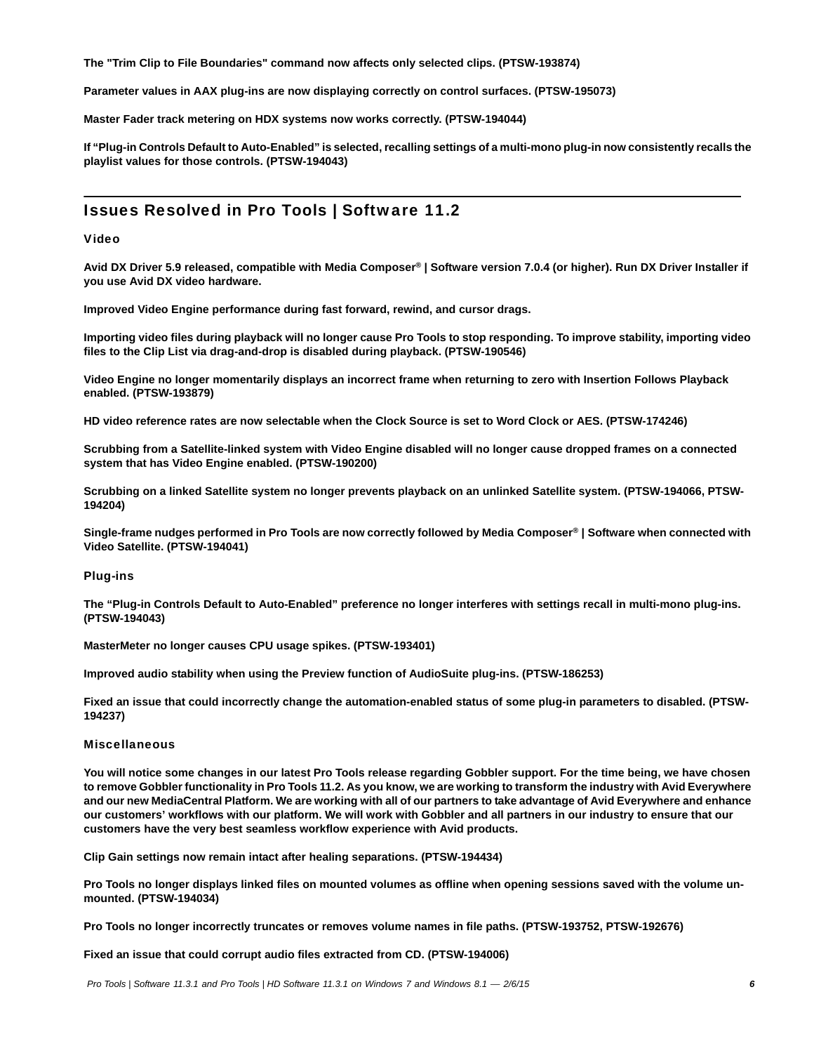**The "Trim Clip to File Boundaries" command now affects only selected clips. (PTSW-193874)**

**Parameter values in AAX plug-ins are now displaying correctly on control surfaces. (PTSW-195073)**

**Master Fader track metering on HDX systems now works correctly. (PTSW-194044)**

**If "Plug-in Controls Default to Auto-Enabled" is selected, recalling settings of a multi-mono plug-in now consistently recalls the playlist values for those controls. (PTSW-194043)**

## Issues Resolved in Pro Tools | Software 11.2

### Video

**Avid DX Driver 5.9 released, compatible with Media Composer® | Software version 7.0.4 (or higher). Run DX Driver Installer if you use Avid DX video hardware.**

**Improved Video Engine performance during fast forward, rewind, and cursor drags.**

**Importing video files during playback will no longer cause Pro Tools to stop responding. To improve stability, importing video files to the Clip List via drag-and-drop is disabled during playback. (PTSW-190546)**

**Video Engine no longer momentarily displays an incorrect frame when returning to zero with Insertion Follows Playback enabled. (PTSW-193879)**

**HD video reference rates are now selectable when the Clock Source is set to Word Clock or AES. (PTSW-174246)**

**Scrubbing from a Satellite-linked system with Video Engine disabled will no longer cause dropped frames on a connected system that has Video Engine enabled. (PTSW-190200)**

**Scrubbing on a linked Satellite system no longer prevents playback on an unlinked Satellite system. (PTSW-194066, PTSW-194204)**

**Single-frame nudges performed in Pro Tools are now correctly followed by Media Composer® | Software when connected with Video Satellite. (PTSW-194041)**

### Plug-ins

**The "Plug-in Controls Default to Auto-Enabled" preference no longer interferes with settings recall in multi-mono plug-ins. (PTSW-194043)**

**MasterMeter no longer causes CPU usage spikes. (PTSW-193401)**

**Improved audio stability when using the Preview function of AudioSuite plug-ins. (PTSW-186253)**

**Fixed an issue that could incorrectly change the automation-enabled status of some plug-in parameters to disabled. (PTSW-194237)**

### Miscellaneous

**You will notice some changes in our latest Pro Tools release regarding Gobbler support. For the time being, we have chosen to remove Gobbler functionality in Pro Tools 11.2. As you know, we are working to transform the industry with Avid Everywhere and our new MediaCentral Platform. We are working with all of our partners to take advantage of Avid Everywhere and enhance our customers' workflows with our platform. We will work with Gobbler and all partners in our industry to ensure that our customers have the very best seamless workflow experience with Avid products.**

**Clip Gain settings now remain intact after healing separations. (PTSW-194434)**

**Pro Tools no longer displays linked files on mounted volumes as offline when opening sessions saved with the volume un-mounted. (PTSW-194034)**

**Pro Tools no longer incorrectly truncates or removes volume names in file paths. (PTSW-193752, PTSW-192676)**

**Fixed an issue that could corrupt audio files extracted from CD. (PTSW-194006)**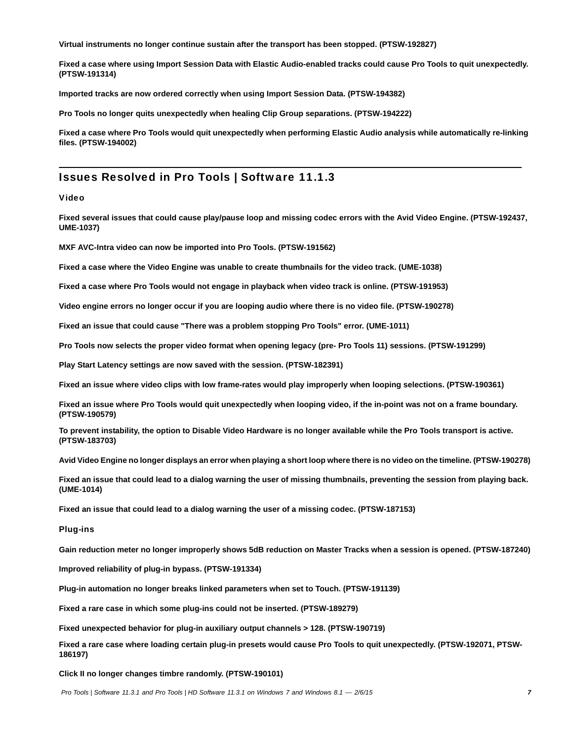**Virtual instruments no longer continue sustain after the transport has been stopped. (PTSW-192827)**

**Fixed a case where using Import Session Data with Elastic Audio-enabled tracks could cause Pro Tools to quit unexpectedly. (PTSW-191314)**

**Imported tracks are now ordered correctly when using Import Session Data. (PTSW-194382)**

**Pro Tools no longer quits unexpectedly when healing Clip Group separations. (PTSW-194222)**

**Fixed a case where Pro Tools would quit unexpectedly when performing Elastic Audio analysis while automatically re-linking files. (PTSW-194002)**

## Issues Resolved in Pro Tools | Software 11.1.3

### Video

**Fixed several issues that could cause play/pause loop and missing codec errors with the Avid Video Engine. (PTSW-192437, UME-1037)**

**MXF AVC-Intra video can now be imported into Pro Tools. (PTSW-191562)**

**Fixed a case where the Video Engine was unable to create thumbnails for the video track. (UME-1038)**

**Fixed a case where Pro Tools would not engage in playback when video track is online. (PTSW-191953)**

**Video engine errors no longer occur if you are looping audio where there is no video file. (PTSW-190278)**

**Fixed an issue that could cause "There was a problem stopping Pro Tools" error. (UME-1011)**

**Pro Tools now selects the proper video format when opening legacy (pre- Pro Tools 11) sessions. (PTSW-191299)**

**Play Start Latency settings are now saved with the session. (PTSW-182391)**

**Fixed an issue where video clips with low frame-rates would play improperly when looping selections. (PTSW-190361)**

**Fixed an issue where Pro Tools would quit unexpectedly when looping video, if the in-point was not on a frame boundary. (PTSW-190579)**

**To prevent instability, the option to Disable Video Hardware is no longer available while the Pro Tools transport is active. (PTSW-183703)**

**Avid Video Engine no longer displays an error when playing a short loop where there is no video on the timeline. (PTSW-190278)**

**Fixed an issue that could lead to a dialog warning the user of missing thumbnails, preventing the session from playing back. (UME-1014)**

**Fixed an issue that could lead to a dialog warning the user of a missing codec. (PTSW-187153)**

### Plug-ins

**Gain reduction meter no longer improperly shows 5dB reduction on Master Tracks when a session is opened. (PTSW-187240)**

**Improved reliability of plug-in bypass. (PTSW-191334)**

**Plug-in automation no longer breaks linked parameters when set to Touch. (PTSW-191139)**

**Fixed a rare case in which some plug-ins could not be inserted. (PTSW-189279)**

**Fixed unexpected behavior for plug-in auxiliary output channels > 128. (PTSW-190719)**

**Fixed a rare case where loading certain plug-in presets would cause Pro Tools to quit unexpectedly. (PTSW-192071, PTSW-186197)**

**Click II no longer changes timbre randomly. (PTSW-190101)**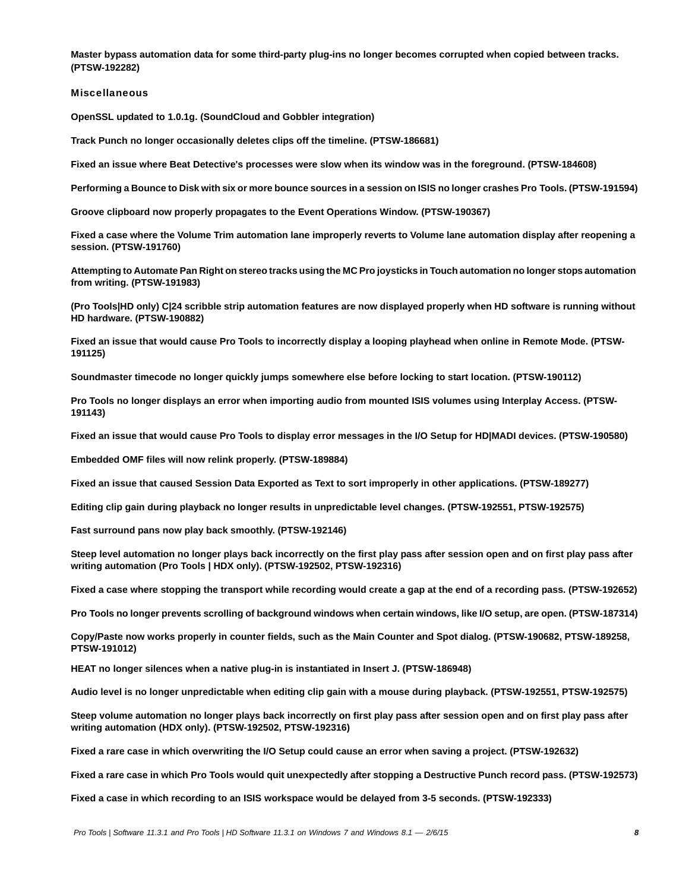**Master bypass automation data for some third-party plug-ins no longer becomes corrupted when copied between tracks. (PTSW-192282)**

### Miscellaneous

**OpenSSL updated to 1.0.1g. (SoundCloud and Gobbler integration)**

**Track Punch no longer occasionally deletes clips off the timeline. (PTSW-186681)**

**Fixed an issue where Beat Detective's processes were slow when its window was in the foreground. (PTSW-184608)**

**Performing a Bounce to Disk with six or more bounce sources in a session on ISIS no longer crashes Pro Tools. (PTSW-191594)**

**Groove clipboard now properly propagates to the Event Operations Window. (PTSW-190367)**

**Fixed a case where the Volume Trim automation lane improperly reverts to Volume lane automation display after reopening a session. (PTSW-191760)**

**Attempting to Automate Pan Right on stereo tracks using the MC Pro joysticks in Touch automation no longer stops automation from writing. (PTSW-191983)**

**(Pro Tools|HD only) C|24 scribble strip automation features are now displayed properly when HD software is running without HD hardware. (PTSW-190882)**

**Fixed an issue that would cause Pro Tools to incorrectly display a looping playhead when online in Remote Mode. (PTSW-191125)**

**Soundmaster timecode no longer quickly jumps somewhere else before locking to start location. (PTSW-190112)**

**Pro Tools no longer displays an error when importing audio from mounted ISIS volumes using Interplay Access. (PTSW-191143)**

**Fixed an issue that would cause Pro Tools to display error messages in the I/O Setup for HD|MADI devices. (PTSW-190580)**

**Embedded OMF files will now relink properly. (PTSW-189884)**

**Fixed an issue that caused Session Data Exported as Text to sort improperly in other applications. (PTSW-189277)**

**Editing clip gain during playback no longer results in unpredictable level changes. (PTSW-192551, PTSW-192575)**

**Fast surround pans now play back smoothly. (PTSW-192146)**

**Steep level automation no longer plays back incorrectly on the first play pass after session open and on first play pass after writing automation (Pro Tools | HDX only). (PTSW-192502, PTSW-192316)**

**Fixed a case where stopping the transport while recording would create a gap at the end of a recording pass. (PTSW-192652)**

**Pro Tools no longer prevents scrolling of background windows when certain windows, like I/O setup, are open. (PTSW-187314)**

**Copy/Paste now works properly in counter fields, such as the Main Counter and Spot dialog. (PTSW-190682, PTSW-189258, PTSW-191012)**

**HEAT no longer silences when a native plug-in is instantiated in Insert J. (PTSW-186948)**

**Audio level is no longer unpredictable when editing clip gain with a mouse during playback. (PTSW-192551, PTSW-192575)**

**Steep volume automation no longer plays back incorrectly on first play pass after session open and on first play pass after writing automation (HDX only). (PTSW-192502, PTSW-192316)**

**Fixed a rare case in which overwriting the I/O Setup could cause an error when saving a project. (PTSW-192632)**

**Fixed a rare case in which Pro Tools would quit unexpectedly after stopping a Destructive Punch record pass. (PTSW-192573)**

**Fixed a case in which recording to an ISIS workspace would be delayed from 3-5 seconds. (PTSW-192333)**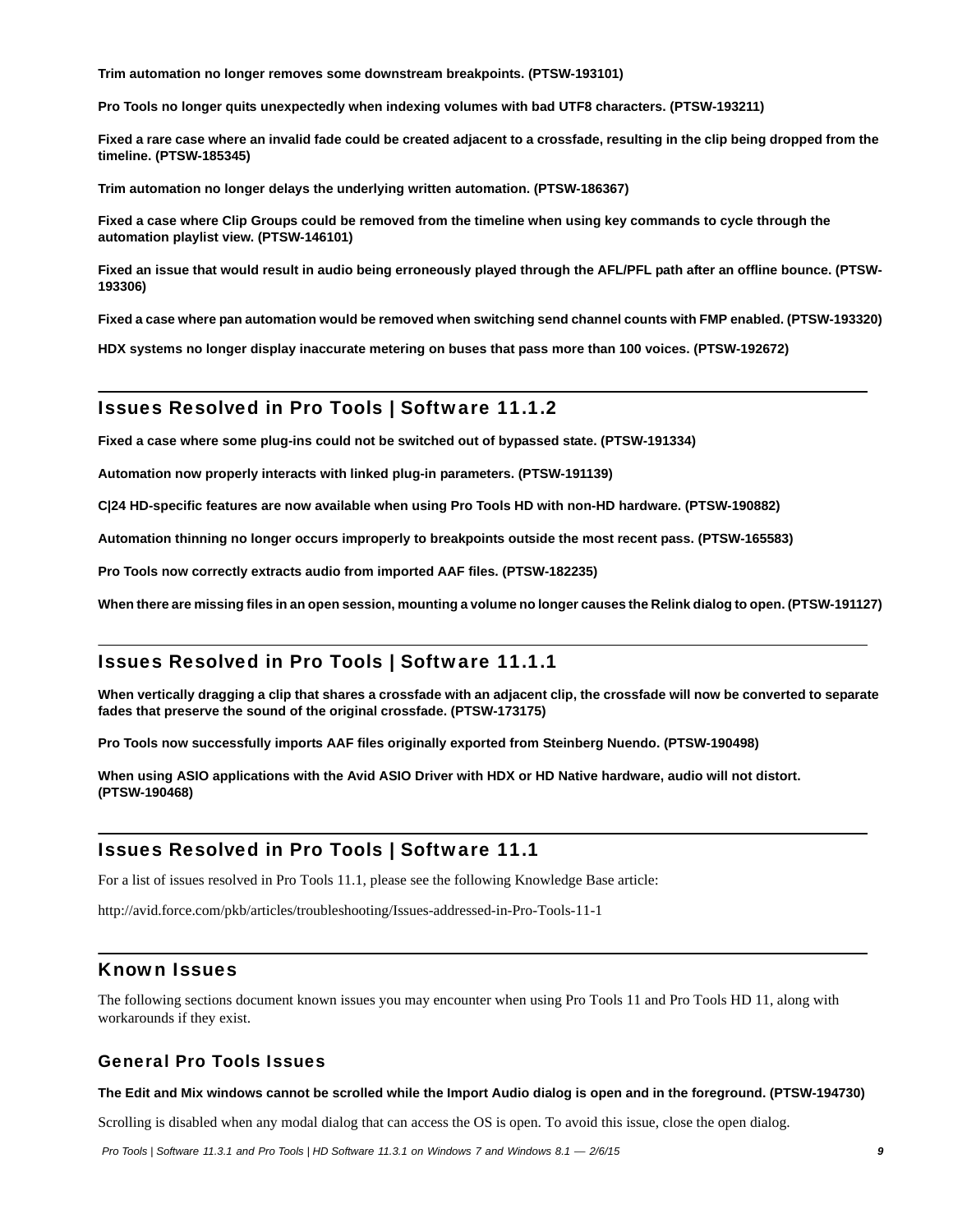**Trim automation no longer removes some downstream breakpoints. (PTSW-193101)**

**Pro Tools no longer quits unexpectedly when indexing volumes with bad UTF8 characters. (PTSW-193211)**

**Fixed a rare case where an invalid fade could be created adjacent to a crossfade, resulting in the clip being dropped from the timeline. (PTSW-185345)**

**Trim automation no longer delays the underlying written automation. (PTSW-186367)**

**Fixed a case where Clip Groups could be removed from the timeline when using key commands to cycle through the automation playlist view. (PTSW-146101)**

**Fixed an issue that would result in audio being erroneously played through the AFL/PFL path after an offline bounce. (PTSW-193306)**

**Fixed a case where pan automation would be removed when switching send channel counts with FMP enabled. (PTSW-193320)**

**HDX systems no longer display inaccurate metering on buses that pass more than 100 voices. (PTSW-192672)**

## Issues Resolved in Pro Tools | Software 11.1.2

**Fixed a case where some plug-ins could not be switched out of bypassed state. (PTSW-191334)**

**Automation now properly interacts with linked plug-in parameters. (PTSW-191139)**

**C|24 HD-specific features are now available when using Pro Tools HD with non-HD hardware. (PTSW-190882)**

**Automation thinning no longer occurs improperly to breakpoints outside the most recent pass. (PTSW-165583)**

**Pro Tools now correctly extracts audio from imported AAF files. (PTSW-182235)**

**When there are missing files in an open session, mounting a volume no longer causes the Relink dialog to open. (PTSW-191127)**

## Issues Resolved in Pro Tools | Software 11.1.1

**When vertically dragging a clip that shares a crossfade with an adjacent clip, the crossfade will now be converted to separate fades that preserve the sound of the original crossfade. (PTSW-173175)**

**Pro Tools now successfully imports AAF files originally exported from Steinberg Nuendo. (PTSW-190498)**

**When using ASIO applications with the Avid ASIO Driver with HDX or HD Native hardware, audio will not distort. (PTSW-190468)**

## Issues Resolved in Pro Tools | Software 11.1

For a list of issues resolved in Pro Tools 11.1, please see the following Knowledge Base article:

http://avid.force.com/pkb/articles/troubleshooting/Issues-addressed-in-Pro-Tools-11-1

## Known Issues

The following sections document known issues you may encounter when using Pro Tools 11 and Pro Tools HD 11, along with workarounds if they exist.

### General Pro Tools Issues

**The Edit and Mix windows cannot be scrolled while the Import Audio dialog is open and in the foreground. (PTSW-194730)**

Scrolling is disabled when any modal dialog that can access the OS is open. To avoid this issue, close the open dialog.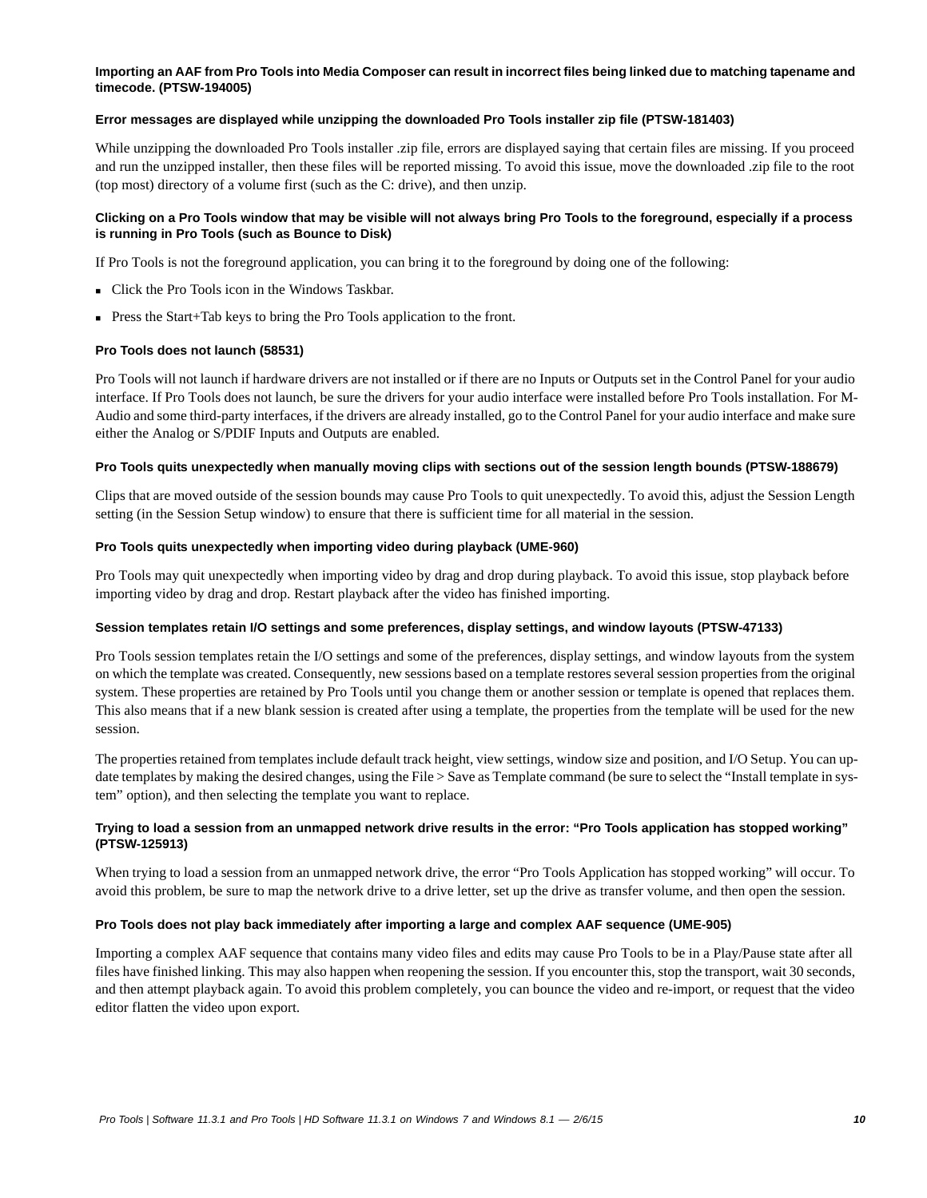#### Importing an AAF from Pro Tools into Media Composer can result in incorrect files being linked due to matching tapename and timecode. (PTSW-194005)

#### Error messages are displayed while unzipping the downloaded Pro Tools installer zip file (PTSW-181403)

While unzipping the downloaded Pro Tools installer .zip file, errors are displayed saying that certain files are missing. If you proceed and run the unzipped installer, then these files will be reported missing. To avoid this issue, move the downloaded .zip file to the root (top most) directory of a volume first (such as the C: drive), and then unzip.

#### Clicking on a Pro Tools window that may be visible will not always bring Pro Tools to the foreground, especially if a process is running in Pro Tools (such as Bounce to Disk)

If Pro Tools is not the foreground application, you can bring it to the foreground by doing one of the following:

- Click the Pro Tools icon in the Windows Taskbar.
- Press the Start+Tab keys to bring the Pro Tools application to the front.

#### Pro Tools does not launch (58531)

Pro Tools will not launch if hardware drivers are not installed or if there are no Inputs or Outputs set in the Control Panel for your audio interface. If Pro Tools does not launch, be sure the drivers for your audio interface were installed before Pro Tools installation. For M-Audio and some third-party interfaces, if the drivers are already installed, go to the Control Panel for your audio interface and make sure either the Analog or S/PDIF Inputs and Outputs are enabled.

#### Pro Tools quits unexpectedly when manually moving clips with sections out of the session length bounds (PTSW-188679)

Clips that are moved outside of the session bounds may cause Pro Tools to quit unexpectedly. To avoid this, adjust the Session Length setting (in the Session Setup window) to ensure that there is sufficient time for all material in the session.

#### Pro Tools quits unexpectedly when importing video during playback (UME-960)

Pro Tools may quit unexpectedly when importing video by drag and drop during playback. To avoid this issue, stop playback before importing video by drag and drop. Restart playback after the video has finished importing.

#### Session templates retain I/O settings and some preferences, display settings, and window layouts (PTSW-47133)

Pro Tools session templates retain the I/O settings and some of the preferences, display settings, and window layouts from the system on which the template was created. Consequently, new sessions based on a template restores several session properties from the original system. These properties are retained by Pro Tools until you change them or another session or template is opened that replaces them. This also means that if a new blank session is created after using a template, the properties from the template will be used for the new session.

The properties retained from templates include default track height, view settings, window size and position, and I/O Setup. You can update templates by making the desired changes, using the File > Save as Template command (be sure to select the "Install template in system" option), and then selecting the template you want to replace.

#### Trying to load a session from an unmapped network drive results in the error: "Pro Tools application has stopped working" (PTSW-125913)

When trying to load a session from an unmapped network drive, the error "Pro Tools Application has stopped working" will occur. To avoid this problem, be sure to map the network drive to a drive letter, set up the drive as transfer volume, and then open the session.

#### Pro Tools does not play back immediately after importing a large and complex AAF sequence (UME-905)

Importing a complex AAF sequence that contains many video files and edits may cause Pro Tools to be in a Play/Pause state after all files have finished linking. This may also happen when reopening the session. If you encounter this, stop the transport, wait 30 seconds, and then attempt playback again. To avoid this problem completely, you can bounce the video and re-import, or request that the video editor flatten the video upon export.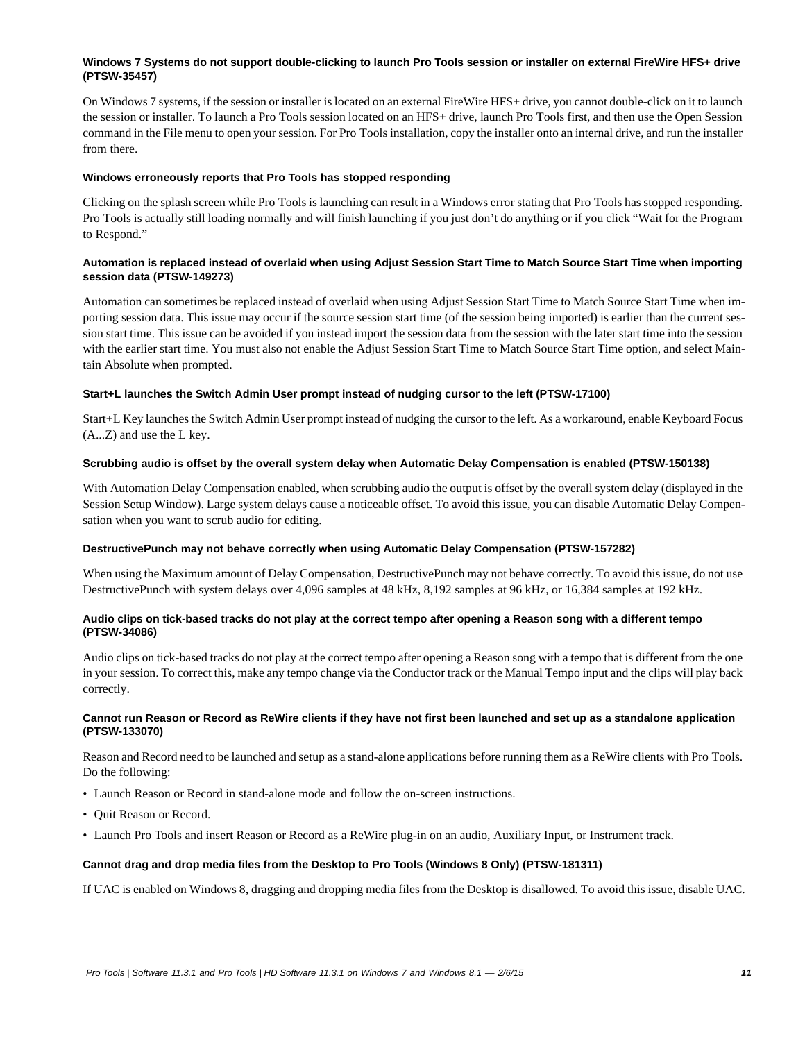#### Windows 7 Systems do not support double-clicking to launch Pro Tools session or installer on external FireWire HFS+ drive (PTSW-35457)

On Windows 7 systems, if the session or installer is located on an external FireWire HFS+ drive, you cannot double-click on it to launch the session or installer. To launch a Pro Tools session located on an HFS+ drive, launch Pro Tools first, and then use the Open Session command in the File menu to open your session. For Pro Tools installation, copy the installer onto an internal drive, and run the installer from there.

#### Windows erroneously reports that Pro Tools has stopped responding

Clicking on the splash screen while Pro Tools is launching can result in a Windows error stating that Pro Tools has stopped responding. Pro Tools is actually still loading normally and will finish launching if you just don't do anything or if you click "Wait for the Program to Respond."

#### Automation is replaced instead of overlaid when using Adjust Session Start Time to Match Source Start Time when importing session data (PTSW-149273)

Automation can sometimes be replaced instead of overlaid when using Adjust Session Start Time to Match Source Start Time when importing session data. This issue may occur if the source session start time (of the session being imported) is earlier than the current session start time. This issue can be avoided if you instead import the session data from the session with the later start time into the session with the earlier start time. You must also not enable the Adjust Session Start Time to Match Source Start Time option, and select Maintain Absolute when prompted.

#### Start+L launches the Switch Admin User prompt instead of nudging cursor to the left (PTSW-17100)

Start+L Key launches the Switch Admin User prompt instead of nudging the cursor to the left. As a workaround, enable Keyboard Focus (A...Z) and use the L key.

#### Scrubbing audio is offset by the overall system delay when Automatic Delay Compensation is enabled (PTSW-150138)

With Automation Delay Compensation enabled, when scrubbing audio the output is offset by the overall system delay (displayed in the Session Setup Window). Large system delays cause a noticeable offset. To avoid this issue, you can disable Automatic Delay Compensation when you want to scrub audio for editing.

#### DestructivePunch may not behave correctly when using Automatic Delay Compensation (PTSW-157282)

When using the Maximum amount of Delay Compensation, DestructivePunch may not behave correctly. To avoid this issue, do not use DestructivePunch with system delays over 4,096 samples at 48 kHz, 8,192 samples at 96 kHz, or 16,384 samples at 192 kHz.

#### Audio clips on tick-based tracks do not play at the correct tempo after opening a Reason song with a different tempo (PTSW-34086)

Audio clips on tick-based tracks do not play at the correct tempo after opening a Reason song with a tempo that is different from the one in your session. To correct this, make any tempo change via the Conductor track or the Manual Tempo input and the clips will play back correctly.

#### Cannot run Reason or Record as ReWire clients if they have not first been launched and set up as a standalone application (PTSW-133070)

Reason and Record need to be launched and setup as a stand-alone applications before running them as a ReWire clients with Pro Tools. Do the following:

- Launch Reason or Record in stand-alone mode and follow the on-screen instructions.
- Quit Reason or Record.
- Launch Pro Tools and insert Reason or Record as a ReWire plug-in on an audio, Auxiliary Input, or Instrument track.

#### Cannot drag and drop media files from the Desktop to Pro Tools (Windows 8 Only) (PTSW-181311)

If UAC is enabled on Windows 8, dragging and dropping media files from the Desktop is disallowed. To avoid this issue, disable UAC.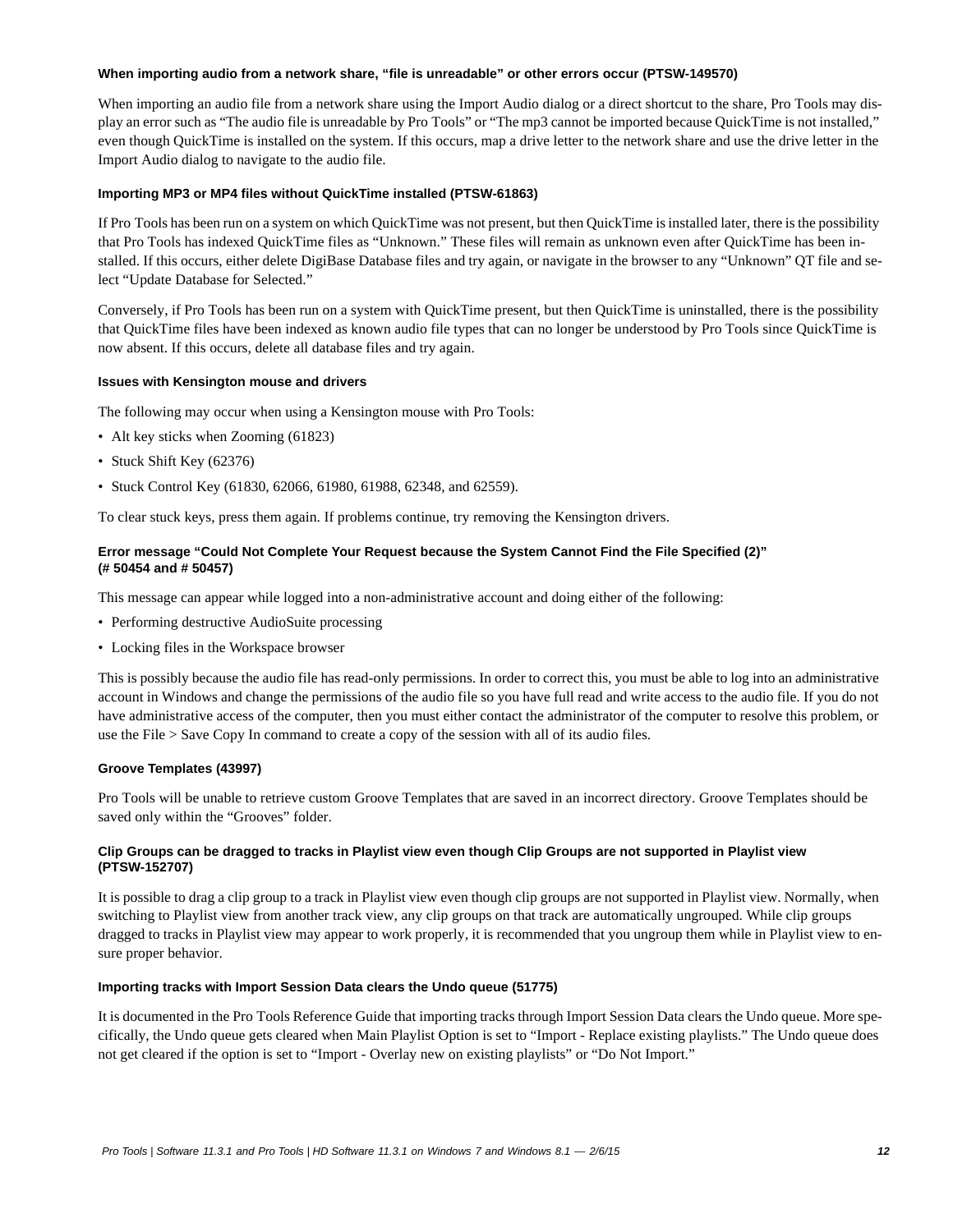#### When importing audio from a network share, "file is unreadable" or other errors occur (PTSW-149570)

When importing an audio file from a network share using the Import Audio dialog or a direct shortcut to the share, Pro Tools may display an error such as "The audio file is unreadable by Pro Tools" or "The mp3 cannot be imported because QuickTime is not installed," even though QuickTime is installed on the system. If this occurs, map a drive letter to the network share and use the drive letter in the Import Audio dialog to navigate to the audio file.

#### Importing MP3 or MP4 files without QuickTime installed (PTSW-61863)

If Pro Tools has been run on a system on which QuickTime was not present, but then QuickTime is installed later, there is the possibility that Pro Tools has indexed QuickTime files as "Unknown." These files will remain as unknown even after QuickTime has been installed. If this occurs, either delete DigiBase Database files and try again, or navigate in the browser to any "Unknown" QT file and select "Update Database for Selected."

Conversely, if Pro Tools has been run on a system with QuickTime present, but then QuickTime is uninstalled, there is the possibility that QuickTime files have been indexed as known audio file types that can no longer be understood by Pro Tools since QuickTime is now absent. If this occurs, delete all database files and try again.

#### Issues with Kensington mouse and drivers

The following may occur when using a Kensington mouse with Pro Tools:

- Alt key sticks when Zooming (61823)
- Stuck Shift Key (62376)
- Stuck Control Key (61830, 62066, 61980, 61988, 62348, and 62559).

To clear stuck keys, press them again. If problems continue, try removing the Kensington drivers.

#### Error message "Could Not Complete Your Request because the System Cannot Find the File Specified (2)" (# 50454 and # 50457)

This message can appear while logged into a non-administrative account and doing either of the following:

- Performing destructive AudioSuite processing
- Locking files in the Workspace browser

This is possibly because the audio file has read-only permissions. In order to correct this, you must be able to log into an administrative account in Windows and change the permissions of the audio file so you have full read and write access to the audio file. If you do not have administrative access of the computer, then you must either contact the administrator of the computer to resolve this problem, or use the File > Save Copy In command to create a copy of the session with all of its audio files.

#### Groove Templates (43997)

Pro Tools will be unable to retrieve custom Groove Templates that are saved in an incorrect directory. Groove Templates should be saved only within the "Grooves" folder.

#### Clip Groups can be dragged to tracks in Playlist view even though Clip Groups are not supported in Playlist view (PTSW-152707)

It is possible to drag a clip group to a track in Playlist view even though clip groups are not supported in Playlist view. Normally, when switching to Playlist view from another track view, any clip groups on that track are automatically ungrouped. While clip groups dragged to tracks in Playlist view may appear to work properly, it is recommended that you ungroup them while in Playlist view to ensure proper behavior.

#### Importing tracks with Import Session Data clears the Undo queue (51775)

It is documented in the Pro Tools Reference Guide that importing tracks through Import Session Data clears the Undo queue. More specifically, the Undo queue gets cleared when Main Playlist Option is set to "Import - Replace existing playlists." The Undo queue does not get cleared if the option is set to "Import - Overlay new on existing playlists" or "Do Not Import."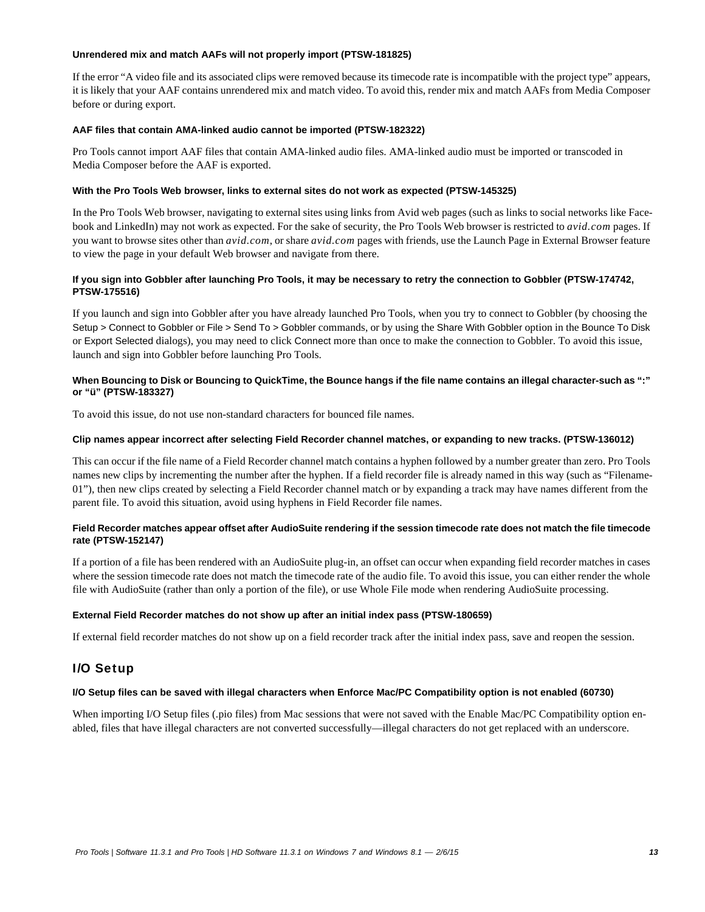#### Unrendered mix and match AAFs will not properly import (PTSW-181825)

If the error “A video file and its associated clips were removed because its timecode rate is incompatible with the project type” appears, it is likely that your AAF contains unrendered mix and match video. To avoid this, render mix and match AAFs from Media Composer before or during export.

#### AAF files that contain AMA-linked audio cannot be imported (PTSW-182322)

Pro Tools cannot import AAF files that contain AMA-linked audio files. AMA-linked audio must be imported or transcoded in Media Composer before the AAF is exported.

#### With the Pro Tools Web browser, links to external sites do not work as expected (PTSW-145325)

In the Pro Tools Web browser, navigating to external sites using links from Avid web pages (such as links to social networks like Facebook and LinkedIn) may not work as expected. For the sake of security, the Pro Tools Web browser is restricted to *avid.com* pages. If you want to browse sites other than *avid.com*, or share *avid.com* pages with friends, use the Launch Page in External Browser feature to view the page in your default Web browser and navigate from there.

#### If you sign into Gobbler after launching Pro Tools, it may be necessary to retry the connection to Gobbler (PTSW-174742, PTSW-175516)

If you launch and sign into Gobbler after you have already launched Pro Tools, when you try to connect to Gobbler (by choosing the Setup > Connect to Gobbler or File > Send To > Gobbler commands, or by using the Share With Gobbler option in the Bounce To Disk or Export Selected dialogs), you may need to click Connect more than once to make the connection to Gobbler. To avoid this issue, launch and sign into Gobbler before launching Pro Tools.

#### When Bouncing to Disk or Bouncing to QuickTime, the Bounce hangs if the file name contains an illegal character-such as “:” or “ü” (PTSW-183327)

To avoid this issue, do not use non-standard characters for bounced file names.

#### Clip names appear incorrect after selecting Field Recorder channel matches, or expanding to new tracks. (PTSW-136012)

This can occur if the file name of a Field Recorder channel match contains a hyphen followed by a number greater than zero. Pro Tools names new clips by incrementing the number after the hyphen. If a field recorder file is already named in this way (such as “Filename-01”), then new clips created by selecting a Field Recorder channel match or by expanding a track may have names different from the parent file. To avoid this situation, avoid using hyphens in Field Recorder file names.

#### Field Recorder matches appear offset after AudioSuite rendering if the session timecode rate does not match the file timecode rate (PTSW-152147)

If a portion of a file has been rendered with an AudioSuite plug-in, an offset can occur when expanding field recorder matches in cases where the session timecode rate does not match the timecode rate of the audio file. To avoid this issue, you can either render the whole file with AudioSuite (rather than only a portion of the file), or use Whole File mode when rendering AudioSuite processing.

#### External Field Recorder matches do not show up after an initial index pass (PTSW-180659)

If external field recorder matches do not show up on a field recorder track after the initial index pass, save and reopen the session.

### I/O Setup

#### I/O Setup files can be saved with illegal characters when Enforce Mac/PC Compatibility option is not enabled (60730)

When importing I/O Setup files (.pio files) from Mac sessions that were not saved with the Enable Mac/PC Compatibility option enabled, files that have illegal characters are not converted successfully—illegal characters do not get replaced with an underscore.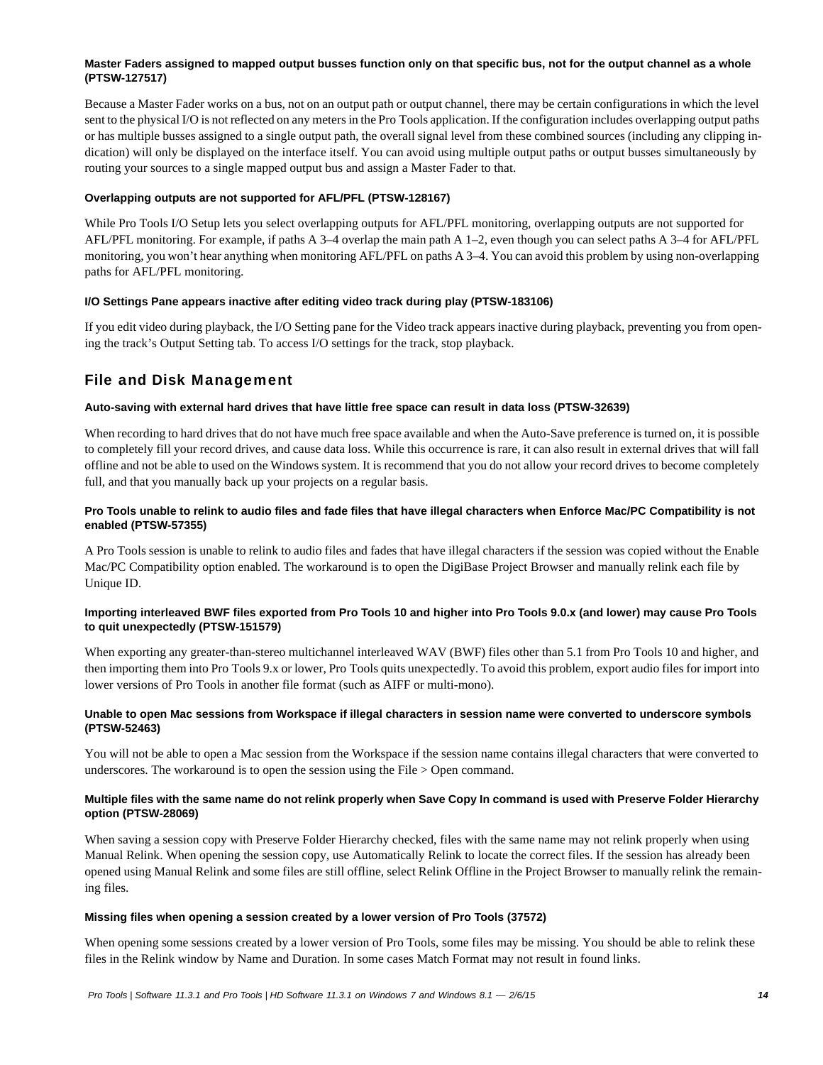**Master Faders assigned to mapped output busses function only on that specific bus, not for the output channel as a whole (PTSW-127517)**

Because a Master Fader works on a bus, not on an output path or output channel, there may be certain configurations in which the level sent to the physical I/O is not reflected on any meters in the Pro Tools application. If the configuration includes overlapping output paths or has multiple busses assigned to a single output path, the overall signal level from these combined sources (including any clipping indication) will only be displayed on the interface itself. You can avoid using multiple output paths or output busses simultaneously by routing your sources to a single mapped output bus and assign a Master Fader to that.

**Overlapping outputs are not supported for AFL/PFL (PTSW-128167)**

While Pro Tools I/O Setup lets you select overlapping outputs for AFL/PFL monitoring, overlapping outputs are not supported for AFL/PFL monitoring. For example, if paths A 3–4 overlap the main path A 1–2, even though you can select paths A 3–4 for AFL/PFL monitoring, you won't hear anything when monitoring AFL/PFL on paths A 3–4. You can avoid this problem by using non-overlapping paths for AFL/PFL monitoring.

**I/O Settings Pane appears inactive after editing video track during play (PTSW-183106)**

If you edit video during playback, the I/O Setting pane for the Video track appears inactive during playback, preventing you from opening the track's Output Setting tab. To access I/O settings for the track, stop playback.

## File and Disk Management

**Auto-saving with external hard drives that have little free space can result in data loss (PTSW-32639)**

When recording to hard drives that do not have much free space available and when the Auto-Save preference is turned on, it is possible to completely fill your record drives, and cause data loss. While this occurrence is rare, it can also result in external drives that will fall offline and not be able to used on the Windows system. It is recommend that you do not allow your record drives to become completely full, and that you manually back up your projects on a regular basis.

**Pro Tools unable to relink to audio files and fade files that have illegal characters when Enforce Mac/PC Compatibility is not enabled (PTSW-57355)**

A Pro Tools session is unable to relink to audio files and fades that have illegal characters if the session was copied without the Enable Mac/PC Compatibility option enabled. The workaround is to open the DigiBase Project Browser and manually relink each file by Unique ID.

**Importing interleaved BWF files exported from Pro Tools 10 and higher into Pro Tools 9.0.x (and lower) may cause Pro Tools to quit unexpectedly (PTSW-151579)**

When exporting any greater-than-stereo multichannel interleaved WAV (BWF) files other than 5.1 from Pro Tools 10 and higher, and then importing them into Pro Tools 9.x or lower, Pro Tools quits unexpectedly. To avoid this problem, export audio files for import into lower versions of Pro Tools in another file format (such as AIFF or multi-mono).

**Unable to open Mac sessions from Workspace if illegal characters in session name were converted to underscore symbols (PTSW-52463)**

You will not be able to open a Mac session from the Workspace if the session name contains illegal characters that were converted to underscores. The workaround is to open the session using the File > Open command.

**Multiple files with the same name do not relink properly when Save Copy In command is used with Preserve Folder Hierarchy option (PTSW-28069)**

When saving a session copy with Preserve Folder Hierarchy checked, files with the same name may not relink properly when using Manual Relink. When opening the session copy, use Automatically Relink to locate the correct files. If the session has already been opened using Manual Relink and some files are still offline, select Relink Offline in the Project Browser to manually relink the remaining files.

**Missing files when opening a session created by a lower version of Pro Tools (37572)**

When opening some sessions created by a lower version of Pro Tools, some files may be missing. You should be able to relink these files in the Relink window by Name and Duration. In some cases Match Format may not result in found links.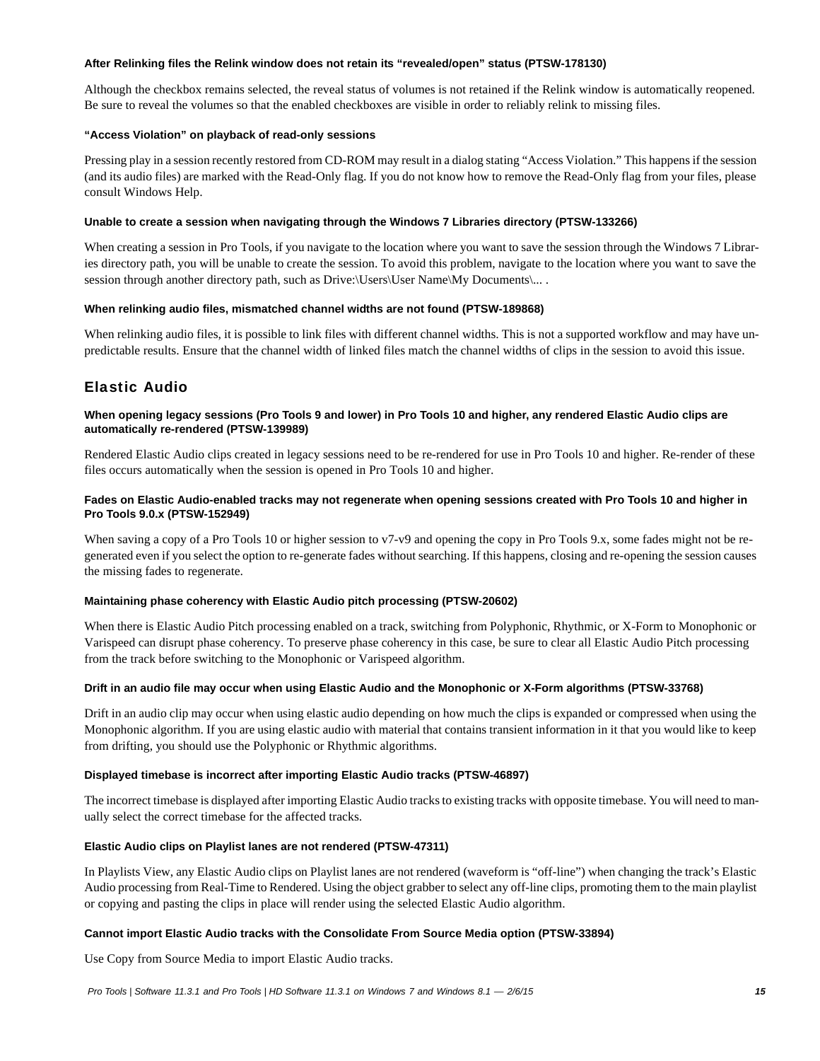#### After Relinking files the Relink window does not retain its "revealed/open" status (PTSW-178130)

Although the checkbox remains selected, the reveal status of volumes is not retained if the Relink window is automatically reopened. Be sure to reveal the volumes so that the enabled checkboxes are visible in order to reliably relink to missing files.

#### "Access Violation" on playback of read-only sessions

Pressing play in a session recently restored from CD-ROM may result in a dialog stating "Access Violation." This happens if the session (and its audio files) are marked with the Read-Only flag. If you do not know how to remove the Read-Only flag from your files, please consult Windows Help.

#### Unable to create a session when navigating through the Windows 7 Libraries directory (PTSW-133266)

When creating a session in Pro Tools, if you navigate to the location where you want to save the session through the Windows 7 Libraries directory path, you will be unable to create the session. To avoid this problem, navigate to the location where you want to save the session through another directory path, such as Drive:\Users\User Name\My Documents\... .

#### When relinking audio files, mismatched channel widths are not found (PTSW-189868)

When relinking audio files, it is possible to link files with different channel widths. This is not a supported workflow and may have unpredictable results. Ensure that the channel width of linked files match the channel widths of clips in the session to avoid this issue.

## Elastic Audio

#### When opening legacy sessions (Pro Tools 9 and lower) in Pro Tools 10 and higher, any rendered Elastic Audio clips are automatically re-rendered (PTSW-139989)

Rendered Elastic Audio clips created in legacy sessions need to be re-rendered for use in Pro Tools 10 and higher. Re-render of these files occurs automatically when the session is opened in Pro Tools 10 and higher.

#### Fades on Elastic Audio-enabled tracks may not regenerate when opening sessions created with Pro Tools 10 and higher in Pro Tools 9.0.x (PTSW-152949)

When saving a copy of a Pro Tools 10 or higher session to v7-v9 and opening the copy in Pro Tools 9.x, some fades might not be regenerated even if you select the option to re-generate fades without searching. If this happens, closing and re-opening the session causes the missing fades to regenerate.

#### Maintaining phase coherency with Elastic Audio pitch processing (PTSW-20602)

When there is Elastic Audio Pitch processing enabled on a track, switching from Polyphonic, Rhythmic, or X-Form to Monophonic or Varispeed can disrupt phase coherency. To preserve phase coherency in this case, be sure to clear all Elastic Audio Pitch processing from the track before switching to the Monophonic or Varispeed algorithm.

#### Drift in an audio file may occur when using Elastic Audio and the Monophonic or X-Form algorithms (PTSW-33768)

Drift in an audio clip may occur when using elastic audio depending on how much the clips is expanded or compressed when using the Monophonic algorithm. If you are using elastic audio with material that contains transient information in it that you would like to keep from drifting, you should use the Polyphonic or Rhythmic algorithms.

#### Displayed timebase is incorrect after importing Elastic Audio tracks (PTSW-46897)

The incorrect timebase is displayed after importing Elastic Audio tracks to existing tracks with opposite timebase. You will need to manually select the correct timebase for the affected tracks.

#### Elastic Audio clips on Playlist lanes are not rendered (PTSW-47311)

In Playlists View, any Elastic Audio clips on Playlist lanes are not rendered (waveform is "off-line") when changing the track's Elastic Audio processing from Real-Time to Rendered. Using the object grabber to select any off-line clips, promoting them to the main playlist or copying and pasting the clips in place will render using the selected Elastic Audio algorithm.

#### Cannot import Elastic Audio tracks with the Consolidate From Source Media option (PTSW-33894)

Use Copy from Source Media to import Elastic Audio tracks.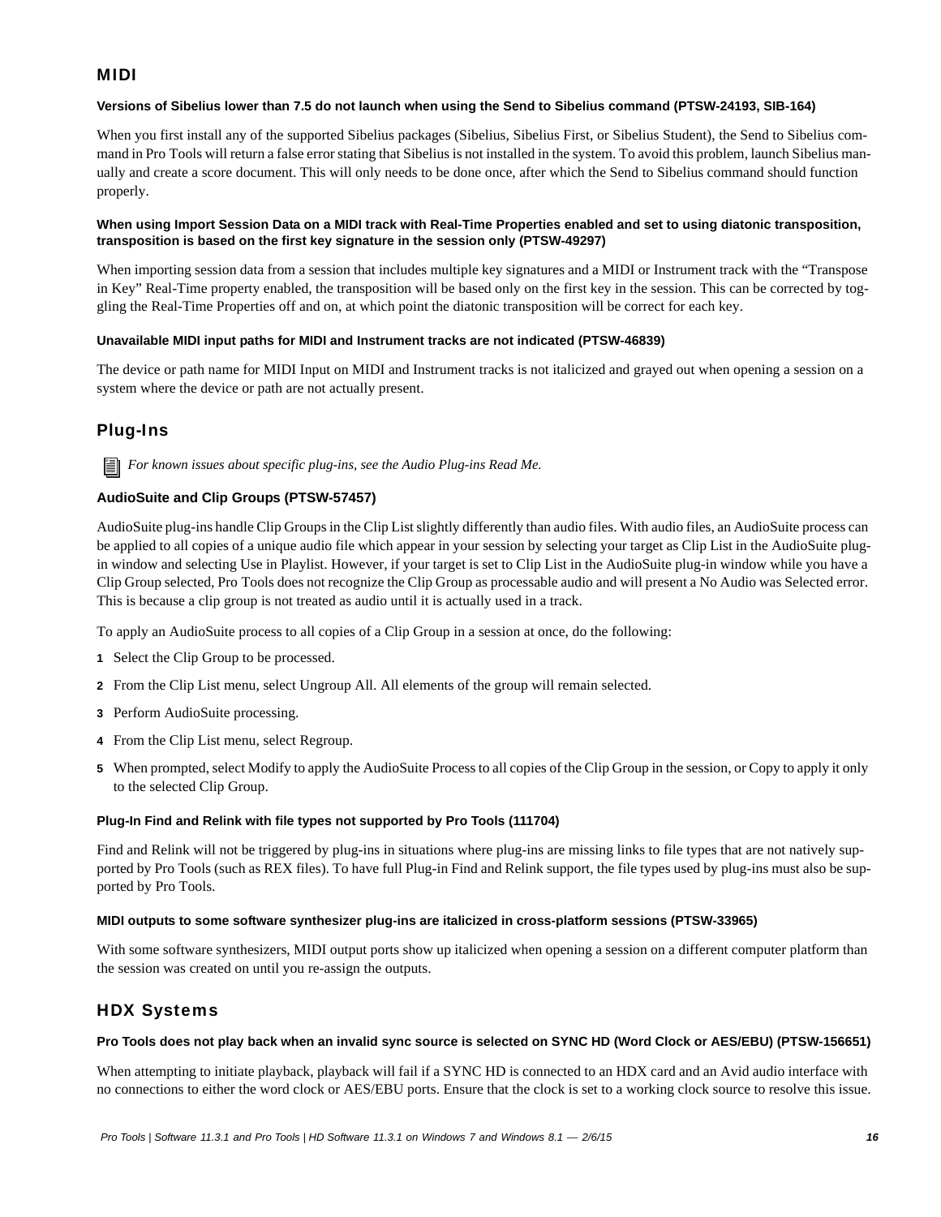## MIDI

#### Versions of Sibelius lower than 7.5 do not launch when using the Send to Sibelius command (PTSW-24193, SIB-164)

When you first install any of the supported Sibelius packages (Sibelius, Sibelius First, or Sibelius Student), the Send to Sibelius command in Pro Tools will return a false error stating that Sibelius is not installed in the system. To avoid this problem, launch Sibelius manually and create a score document. This will only needs to be done once, after which the Send to Sibelius command should function properly.

#### When using Import Session Data on a MIDI track with Real-Time Properties enabled and set to using diatonic transposition, transposition is based on the first key signature in the session only (PTSW-49297)

When importing session data from a session that includes multiple key signatures and a MIDI or Instrument track with the “Transpose in Key” Real-Time property enabled, the transposition will be based only on the first key in the session. This can be corrected by toggling the Real-Time Properties off and on, at which point the diatonic transposition will be correct for each key.

#### Unavailable MIDI input paths for MIDI and Instrument tracks are not indicated (PTSW-46839)

The device or path name for MIDI Input on MIDI and Instrument tracks is not italicized and grayed out when opening a session on a system where the device or path are not actually present.

## Plug-Ins

*For known issues about specific plug-ins, see the Audio Plug-ins Read Me.*

### AudioSuite and Clip Groups (PTSW-57457)

AudioSuite plug-ins handle Clip Groups in the Clip List slightly differently than audio files. With audio files, an AudioSuite process can be applied to all copies of a unique audio file which appear in your session by selecting your target as Clip List in the AudioSuite plug-in window and selecting Use in Playlist. However, if your target is set to Clip List in the AudioSuite plug-in window while you have a Clip Group selected, Pro Tools does not recognize the Clip Group as processable audio and will present a No Audio was Selected error. This is because a clip group is not treated as audio until it is actually used in a track.

To apply an AudioSuite process to all copies of a Clip Group in a session at once, do the following:

1. Select the Clip Group to be processed.
2. From the Clip List menu, select Ungroup All. All elements of the group will remain selected.
3. Perform AudioSuite processing.
4. From the Clip List menu, select Regroup.
5. When prompted, select Modify to apply the AudioSuite Process to all copies of the Clip Group in the session, or Copy to apply it only to the selected Clip Group.

#### Plug-In Find and Relink with file types not supported by Pro Tools (111704)

Find and Relink will not be triggered by plug-ins in situations where plug-ins are missing links to file types that are not natively supported by Pro Tools (such as REX files). To have full Plug-in Find and Relink support, the file types used by plug-ins must also be supported by Pro Tools.

#### MIDI outputs to some software synthesizer plug-ins are italicized in cross-platform sessions (PTSW-33965)

With some software synthesizers, MIDI output ports show up italicized when opening a session on a different computer platform than the session was created on until you re-assign the outputs.

## HDX Systems

#### Pro Tools does not play back when an invalid sync source is selected on SYNC HD (Word Clock or AES/EBU) (PTSW-156651)

When attempting to initiate playback, playback will fail if a SYNC HD is connected to an HDX card and an Avid audio interface with no connections to either the word clock or AES/EBU ports. Ensure that the clock is set to a working clock source to resolve this issue.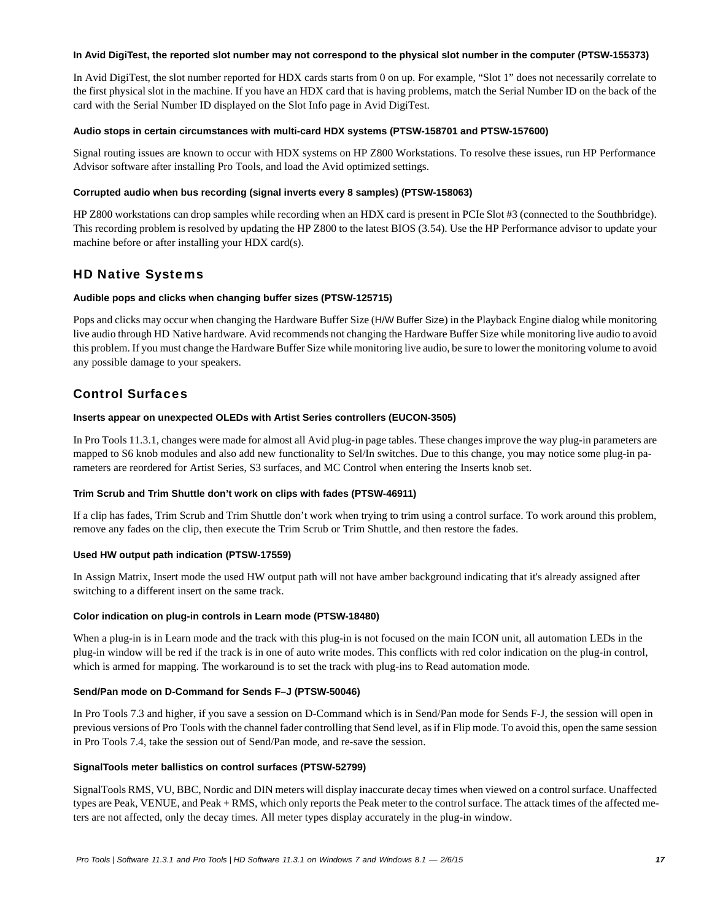#### In Avid DigiTest, the reported slot number may not correspond to the physical slot number in the computer (PTSW-155373)

In Avid DigiTest, the slot number reported for HDX cards starts from 0 on up. For example, “Slot 1” does not necessarily correlate to the first physical slot in the machine. If you have an HDX card that is having problems, match the Serial Number ID on the back of the card with the Serial Number ID displayed on the Slot Info page in Avid DigiTest.

#### Audio stops in certain circumstances with multi-card HDX systems (PTSW-158701 and PTSW-157600)

Signal routing issues are known to occur with HDX systems on HP Z800 Workstations. To resolve these issues, run HP Performance Advisor software after installing Pro Tools, and load the Avid optimized settings.

#### Corrupted audio when bus recording (signal inverts every 8 samples) (PTSW-158063)

HP Z800 workstations can drop samples while recording when an HDX card is present in PCIe Slot #3 (connected to the Southbridge). This recording problem is resolved by updating the HP Z800 to the latest BIOS (3.54). Use the HP Performance advisor to update your machine before or after installing your HDX card(s).

## HD Native Systems

#### Audible pops and clicks when changing buffer sizes (PTSW-125715)

Pops and clicks may occur when changing the Hardware Buffer Size (H/W Buffer Size) in the Playback Engine dialog while monitoring live audio through HD Native hardware. Avid recommends not changing the Hardware Buffer Size while monitoring live audio to avoid this problem. If you must change the Hardware Buffer Size while monitoring live audio, be sure to lower the monitoring volume to avoid any possible damage to your speakers.

## Control Surfaces

#### Inserts appear on unexpected OLEDs with Artist Series controllers (EUCON-3505)

In Pro Tools 11.3.1, changes were made for almost all Avid plug-in page tables. These changes improve the way plug-in parameters are mapped to S6 knob modules and also add new functionality to Sel/In switches. Due to this change, you may notice some plug-in parameters are reordered for Artist Series, S3 surfaces, and MC Control when entering the Inserts knob set.

#### Trim Scrub and Trim Shuttle don’t work on clips with fades (PTSW-46911)

If a clip has fades, Trim Scrub and Trim Shuttle don’t work when trying to trim using a control surface. To work around this problem, remove any fades on the clip, then execute the Trim Scrub or Trim Shuttle, and then restore the fades.

#### Used HW output path indication (PTSW-17559)

In Assign Matrix, Insert mode the used HW output path will not have amber background indicating that it's already assigned after switching to a different insert on the same track.

#### Color indication on plug-in controls in Learn mode (PTSW-18480)

When a plug-in is in Learn mode and the track with this plug-in is not focused on the main ICON unit, all automation LEDs in the plug-in window will be red if the track is in one of auto write modes. This conflicts with red color indication on the plug-in control, which is armed for mapping. The workaround is to set the track with plug-ins to Read automation mode.

#### Send/Pan mode on D-Command for Sends F–J (PTSW-50046)

In Pro Tools 7.3 and higher, if you save a session on D-Command which is in Send/Pan mode for Sends F-J, the session will open in previous versions of Pro Tools with the channel fader controlling that Send level, as if in Flip mode. To avoid this, open the same session in Pro Tools 7.4, take the session out of Send/Pan mode, and re-save the session.

#### SignalTools meter ballistics on control surfaces (PTSW-52799)

SignalTools RMS, VU, BBC, Nordic and DIN meters will display inaccurate decay times when viewed on a control surface. Unaffected types are Peak, VENUE, and Peak + RMS, which only reports the Peak meter to the control surface. The attack times of the affected meters are not affected, only the decay times. All meter types display accurately in the plug-in window.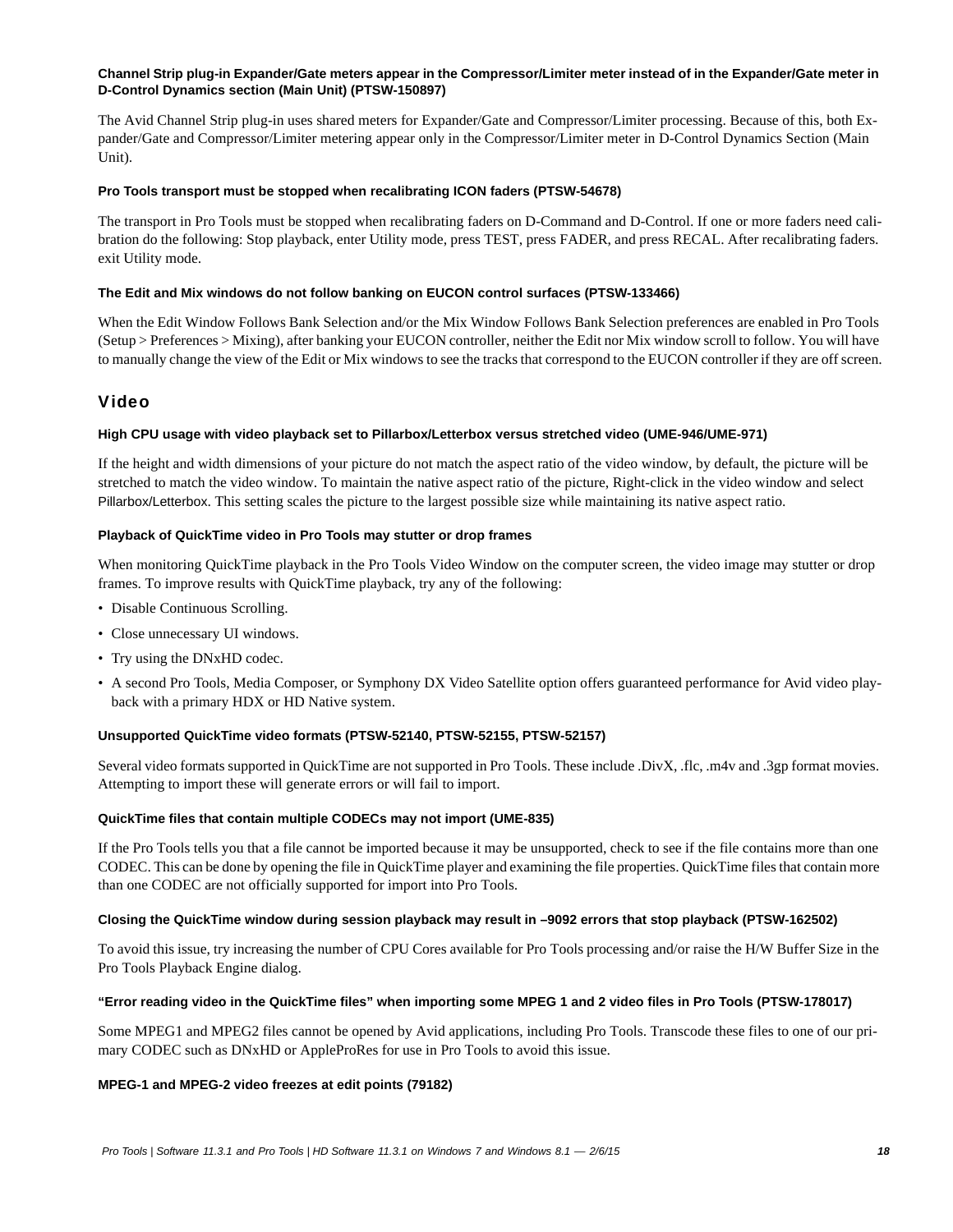#### Channel Strip plug-in Expander/Gate meters appear in the Compressor/Limiter meter instead of in the Expander/Gate meter in D-Control Dynamics section (Main Unit) (PTSW-150897)

The Avid Channel Strip plug-in uses shared meters for Expander/Gate and Compressor/Limiter processing. Because of this, both Expander/Gate and Compressor/Limiter metering appear only in the Compressor/Limiter meter in D-Control Dynamics Section (Main Unit).

#### Pro Tools transport must be stopped when recalibrating ICON faders (PTSW-54678)

The transport in Pro Tools must be stopped when recalibrating faders on D-Command and D-Control. If one or more faders need calibration do the following: Stop playback, enter Utility mode, press TEST, press FADER, and press RECAL. After recalibrating faders. exit Utility mode.

#### The Edit and Mix windows do not follow banking on EUCON control surfaces (PTSW-133466)

When the Edit Window Follows Bank Selection and/or the Mix Window Follows Bank Selection preferences are enabled in Pro Tools (Setup > Preferences > Mixing), after banking your EUCON controller, neither the Edit nor Mix window scroll to follow. You will have to manually change the view of the Edit or Mix windows to see the tracks that correspond to the EUCON controller if they are off screen.

## Video

#### High CPU usage with video playback set to Pillarbox/Letterbox versus stretched video (UME-946/UME-971)

If the height and width dimensions of your picture do not match the aspect ratio of the video window, by default, the picture will be stretched to match the video window. To maintain the native aspect ratio of the picture, Right-click in the video window and select Pillarbox/Letterbox. This setting scales the picture to the largest possible size while maintaining its native aspect ratio.

#### Playback of QuickTime video in Pro Tools may stutter or drop frames

When monitoring QuickTime playback in the Pro Tools Video Window on the computer screen, the video image may stutter or drop frames. To improve results with QuickTime playback, try any of the following:

- Disable Continuous Scrolling.
- Close unnecessary UI windows.
- Try using the DNxHD codec.
- A second Pro Tools, Media Composer, or Symphony DX Video Satellite option offers guaranteed performance for Avid video playback with a primary HDX or HD Native system.

#### Unsupported QuickTime video formats (PTSW-52140, PTSW-52155, PTSW-52157)

Several video formats supported in QuickTime are not supported in Pro Tools. These include .DivX, .flc, .m4v and .3gp format movies. Attempting to import these will generate errors or will fail to import.

#### QuickTime files that contain multiple CODECs may not import (UME-835)

If the Pro Tools tells you that a file cannot be imported because it may be unsupported, check to see if the file contains more than one CODEC. This can be done by opening the file in QuickTime player and examining the file properties. QuickTime files that contain more than one CODEC are not officially supported for import into Pro Tools.

#### Closing the QuickTime window during session playback may result in –9092 errors that stop playback (PTSW-162502)

To avoid this issue, try increasing the number of CPU Cores available for Pro Tools processing and/or raise the H/W Buffer Size in the Pro Tools Playback Engine dialog.

#### "Error reading video in the QuickTime files" when importing some MPEG 1 and 2 video files in Pro Tools (PTSW-178017)

Some MPEG1 and MPEG2 files cannot be opened by Avid applications, including Pro Tools. Transcode these files to one of our primary CODEC such as DNxHD or AppleProRes for use in Pro Tools to avoid this issue.

#### MPEG-1 and MPEG-2 video freezes at edit points (79182)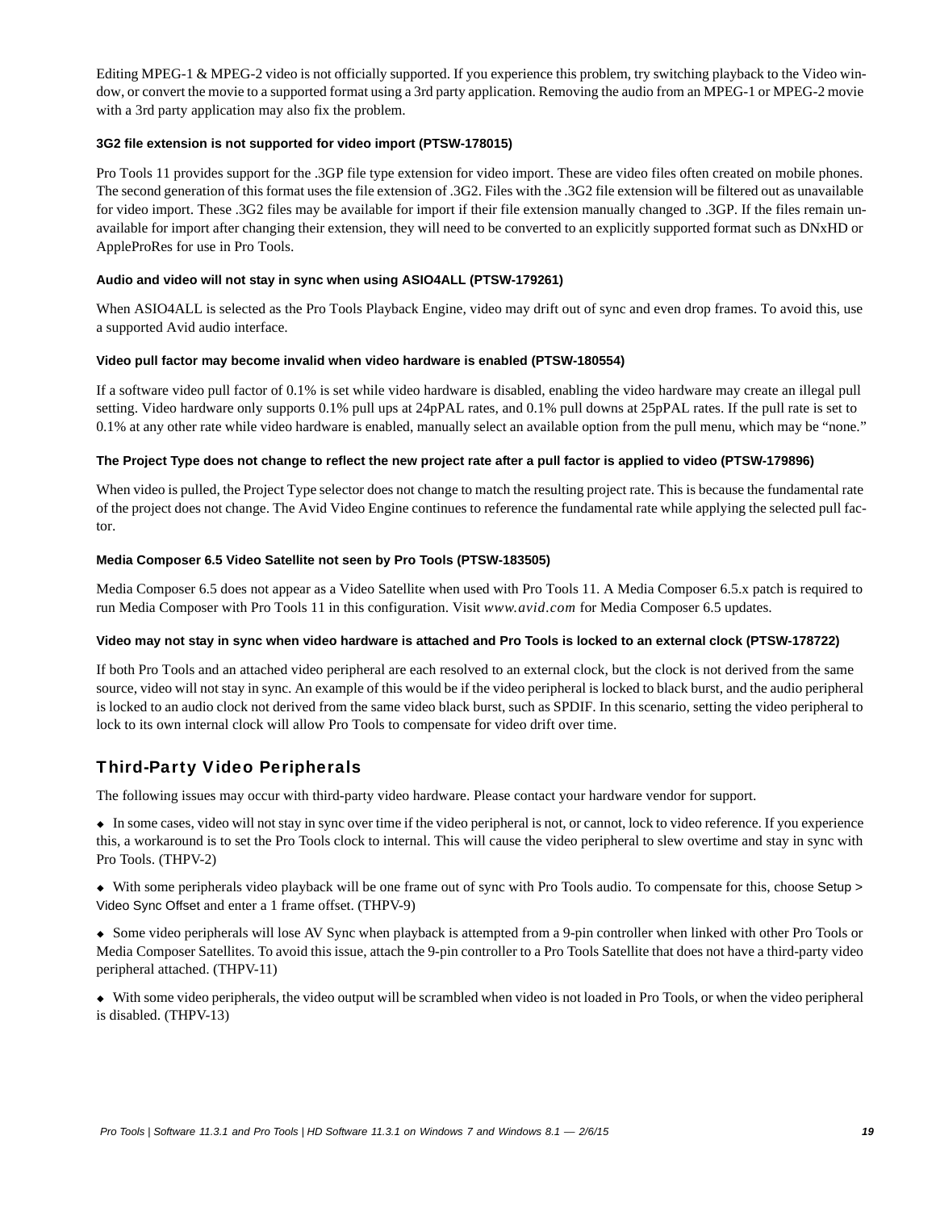Editing MPEG-1 & MPEG-2 video is not officially supported. If you experience this problem, try switching playback to the Video window, or convert the movie to a supported format using a 3rd party application. Removing the audio from an MPEG-1 or MPEG-2 movie with a 3rd party application may also fix the problem.

#### 3G2 file extension is not supported for video import (PTSW-178015)

Pro Tools 11 provides support for the .3GP file type extension for video import. These are video files often created on mobile phones. The second generation of this format uses the file extension of .3G2. Files with the .3G2 file extension will be filtered out as unavailable for video import. These .3G2 files may be available for import if their file extension manually changed to .3GP. If the files remain unavailable for import after changing their extension, they will need to be converted to an explicitly supported format such as DNxHD or AppleProRes for use in Pro Tools.

#### Audio and video will not stay in sync when using ASIO4ALL (PTSW-179261)

When ASIO4ALL is selected as the Pro Tools Playback Engine, video may drift out of sync and even drop frames. To avoid this, use a supported Avid audio interface.

#### Video pull factor may become invalid when video hardware is enabled (PTSW-180554)

If a software video pull factor of 0.1% is set while video hardware is disabled, enabling the video hardware may create an illegal pull setting. Video hardware only supports 0.1% pull ups at 24pPAL rates, and 0.1% pull downs at 25pPAL rates. If the pull rate is set to 0.1% at any other rate while video hardware is enabled, manually select an available option from the pull menu, which may be "none."

#### The Project Type does not change to reflect the new project rate after a pull factor is applied to video (PTSW-179896)

When video is pulled, the Project Type selector does not change to match the resulting project rate. This is because the fundamental rate of the project does not change. The Avid Video Engine continues to reference the fundamental rate while applying the selected pull factor.

#### Media Composer 6.5 Video Satellite not seen by Pro Tools (PTSW-183505)

Media Composer 6.5 does not appear as a Video Satellite when used with Pro Tools 11. A Media Composer 6.5.x patch is required to run Media Composer with Pro Tools 11 in this configuration. Visit *www.avid.com* for Media Composer 6.5 updates.

#### Video may not stay in sync when video hardware is attached and Pro Tools is locked to an external clock (PTSW-178722)

If both Pro Tools and an attached video peripheral are each resolved to an external clock, but the clock is not derived from the same source, video will not stay in sync. An example of this would be if the video peripheral is locked to black burst, and the audio peripheral is locked to an audio clock not derived from the same video black burst, such as SPDIF. In this scenario, setting the video peripheral to lock to its own internal clock will allow Pro Tools to compensate for video drift over time.

## Third-Party Video Peripherals

The following issues may occur with third-party video hardware. Please contact your hardware vendor for support.

- In some cases, video will not stay in sync over time if the video peripheral is not, or cannot, lock to video reference. If you experience this, a workaround is to set the Pro Tools clock to internal. This will cause the video peripheral to slew overtime and stay in sync with Pro Tools. (THPV-2)
- With some peripherals video playback will be one frame out of sync with Pro Tools audio. To compensate for this, choose Setup > Video Sync Offset and enter a 1 frame offset. (THPV-9)
- Some video peripherals will lose AV Sync when playback is attempted from a 9-pin controller when linked with other Pro Tools or Media Composer Satellites. To avoid this issue, attach the 9-pin controller to a Pro Tools Satellite that does not have a third-party video peripheral attached. (THPV-11)
- With some video peripherals, the video output will be scrambled when video is not loaded in Pro Tools, or when the video peripheral is disabled. (THPV-13)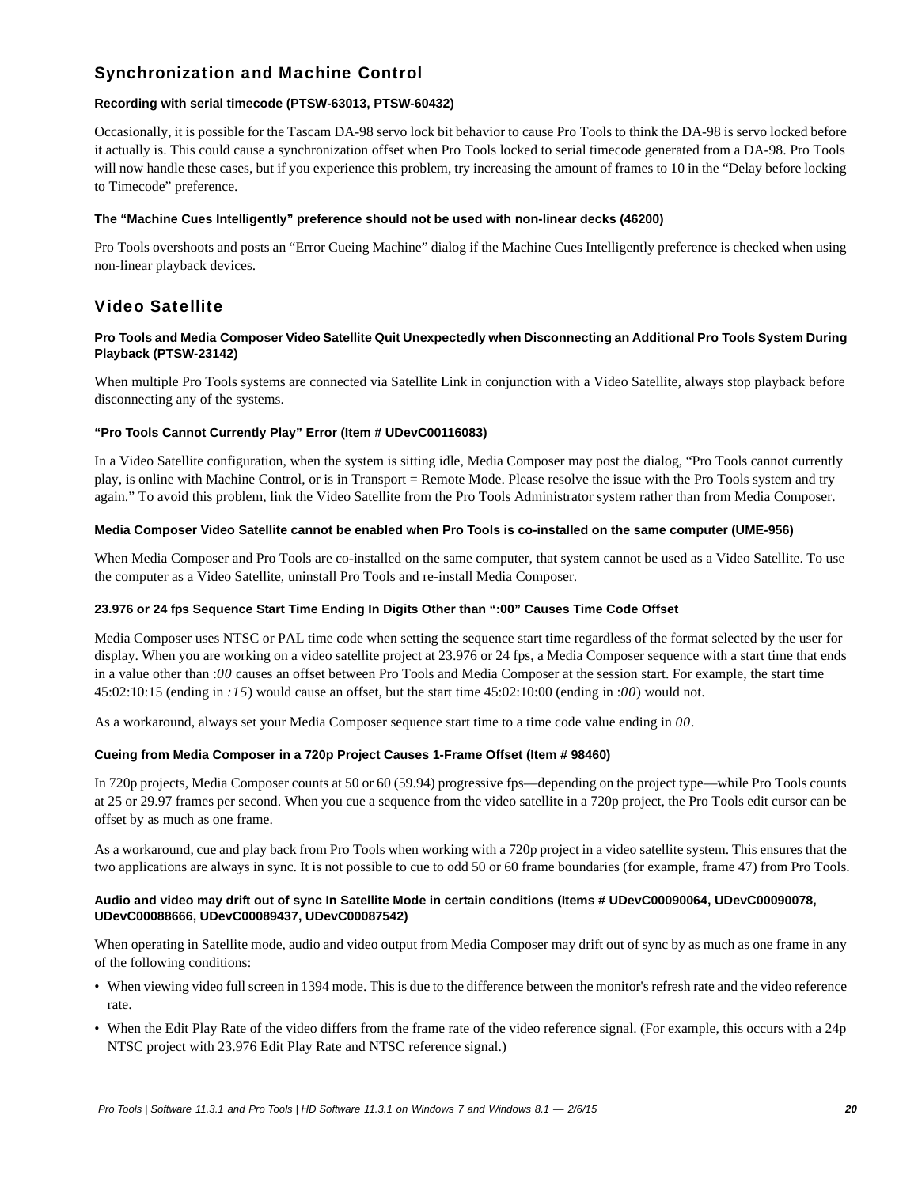## Synchronization and Machine Control

#### Recording with serial timecode (PTSW-63013, PTSW-60432)

Occasionally, it is possible for the Tascam DA-98 servo lock bit behavior to cause Pro Tools to think the DA-98 is servo locked before it actually is. This could cause a synchronization offset when Pro Tools locked to serial timecode generated from a DA-98. Pro Tools will now handle these cases, but if you experience this problem, try increasing the amount of frames to 10 in the "Delay before locking to Timecode" preference.

#### The "Machine Cues Intelligently" preference should not be used with non-linear decks (46200)

Pro Tools overshoots and posts an "Error Cueing Machine" dialog if the Machine Cues Intelligently preference is checked when using non-linear playback devices.

## Video Satellite

#### Pro Tools and Media Composer Video Satellite Quit Unexpectedly when Disconnecting an Additional Pro Tools System During Playback (PTSW-23142)

When multiple Pro Tools systems are connected via Satellite Link in conjunction with a Video Satellite, always stop playback before disconnecting any of the systems.

#### "Pro Tools Cannot Currently Play" Error (Item # UDevC00116083)

In a Video Satellite configuration, when the system is sitting idle, Media Composer may post the dialog, "Pro Tools cannot currently play, is online with Machine Control, or is in Transport = Remote Mode. Please resolve the issue with the Pro Tools system and try again." To avoid this problem, link the Video Satellite from the Pro Tools Administrator system rather than from Media Composer.

#### Media Composer Video Satellite cannot be enabled when Pro Tools is co-installed on the same computer (UME-956)

When Media Composer and Pro Tools are co-installed on the same computer, that system cannot be used as a Video Satellite. To use the computer as a Video Satellite, uninstall Pro Tools and re-install Media Composer.

#### 23.976 or 24 fps Sequence Start Time Ending In Digits Other than ":00" Causes Time Code Offset

Media Composer uses NTSC or PAL time code when setting the sequence start time regardless of the format selected by the user for display. When you are working on a video satellite project at 23.976 or 24 fps, a Media Composer sequence with a start time that ends in a value other than *:00* causes an offset between Pro Tools and Media Composer at the session start. For example, the start time 45:02:10:15 (ending in *:15*) would cause an offset, but the start time 45:02:10:00 (ending in *:00*) would not.

As a workaround, always set your Media Composer sequence start time to a time code value ending in *00*.

#### Cueing from Media Composer in a 720p Project Causes 1-Frame Offset (Item # 98460)

In 720p projects, Media Composer counts at 50 or 60 (59.94) progressive fps—depending on the project type—while Pro Tools counts at 25 or 29.97 frames per second. When you cue a sequence from the video satellite in a 720p project, the Pro Tools edit cursor can be offset by as much as one frame.

As a workaround, cue and play back from Pro Tools when working with a 720p project in a video satellite system. This ensures that the two applications are always in sync. It is not possible to cue to odd 50 or 60 frame boundaries (for example, frame 47) from Pro Tools.

#### Audio and video may drift out of sync In Satellite Mode in certain conditions (Items # UDevC00090064, UDevC00090078, UDevC00088666, UDevC00089437, UDevC00087542)

When operating in Satellite mode, audio and video output from Media Composer may drift out of sync by as much as one frame in any of the following conditions:

- When viewing video full screen in 1394 mode. This is due to the difference between the monitor's refresh rate and the video reference rate.
- When the Edit Play Rate of the video differs from the frame rate of the video reference signal. (For example, this occurs with a 24p NTSC project with 23.976 Edit Play Rate and NTSC reference signal.)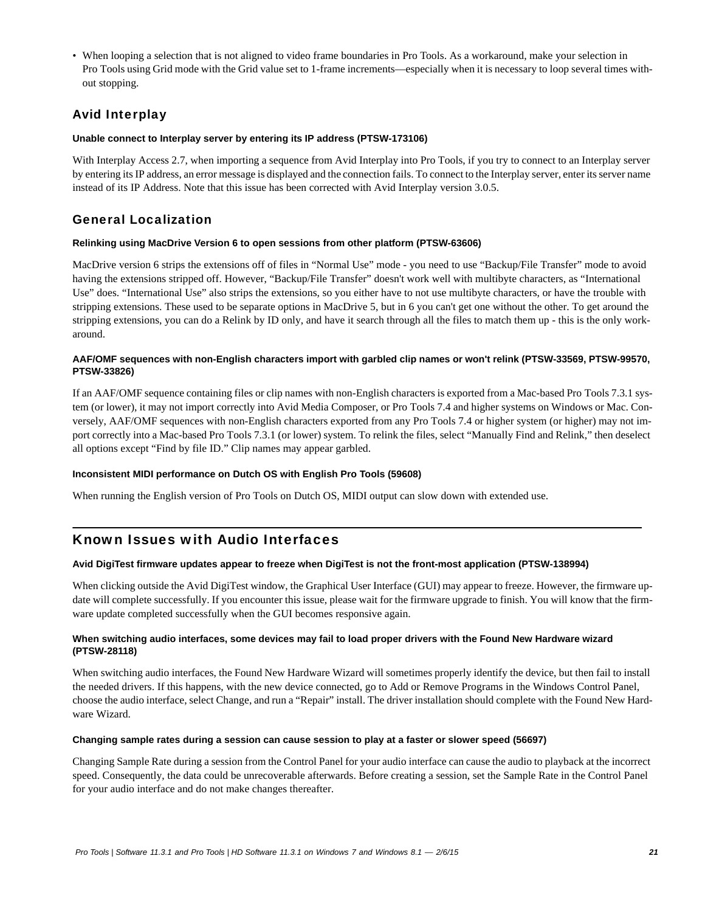- When looping a selection that is not aligned to video frame boundaries in Pro Tools. As a workaround, make your selection in Pro Tools using Grid mode with the Grid value set to 1-frame increments—especially when it is necessary to loop several times without stopping.

## Avid Interplay

#### Unable connect to Interplay server by entering its IP address (PTSW-173106)

With Interplay Access 2.7, when importing a sequence from Avid Interplay into Pro Tools, if you try to connect to an Interplay server by entering its IP address, an error message is displayed and the connection fails. To connect to the Interplay server, enter its server name instead of its IP Address. Note that this issue has been corrected with Avid Interplay version 3.0.5.

## General Localization

#### Relinking using MacDrive Version 6 to open sessions from other platform (PTSW-63606)

MacDrive version 6 strips the extensions off of files in "Normal Use" mode - you need to use "Backup/File Transfer" mode to avoid having the extensions stripped off. However, "Backup/File Transfer" doesn't work well with multibyte characters, as "International Use" does. "International Use" also strips the extensions, so you either have to not use multibyte characters, or have the trouble with stripping extensions. These used to be separate options in MacDrive 5, but in 6 you can't get one without the other. To get around the stripping extensions, you can do a Relink by ID only, and have it search through all the files to match them up - this is the only workaround.

#### AAF/OMF sequences with non-English characters import with garbled clip names or won't relink (PTSW-33569, PTSW-99570, PTSW-33826)

If an AAF/OMF sequence containing files or clip names with non-English characters is exported from a Mac-based Pro Tools 7.3.1 system (or lower), it may not import correctly into Avid Media Composer, or Pro Tools 7.4 and higher systems on Windows or Mac. Conversely, AAF/OMF sequences with non-English characters exported from any Pro Tools 7.4 or higher system (or higher) may not import correctly into a Mac-based Pro Tools 7.3.1 (or lower) system. To relink the files, select "Manually Find and Relink," then deselect all options except "Find by file ID." Clip names may appear garbled.

#### Inconsistent MIDI performance on Dutch OS with English Pro Tools (59608)

When running the English version of Pro Tools on Dutch OS, MIDI output can slow down with extended use.

# Known Issues with Audio Interfaces

#### Avid DigiTest firmware updates appear to freeze when DigiTest is not the front-most application (PTSW-138994)

When clicking outside the Avid DigiTest window, the Graphical User Interface (GUI) may appear to freeze. However, the firmware update will complete successfully. If you encounter this issue, please wait for the firmware upgrade to finish. You will know that the firmware update completed successfully when the GUI becomes responsive again.

#### When switching audio interfaces, some devices may fail to load proper drivers with the Found New Hardware wizard (PTSW-28118)

When switching audio interfaces, the Found New Hardware Wizard will sometimes properly identify the device, but then fail to install the needed drivers. If this happens, with the new device connected, go to Add or Remove Programs in the Windows Control Panel, choose the audio interface, select Change, and run a "Repair" install. The driver installation should complete with the Found New Hardware Wizard.

#### Changing sample rates during a session can cause session to play at a faster or slower speed (56697)

Changing Sample Rate during a session from the Control Panel for your audio interface can cause the audio to playback at the incorrect speed. Consequently, the data could be unrecoverable afterwards. Before creating a session, set the Sample Rate in the Control Panel for your audio interface and do not make changes thereafter.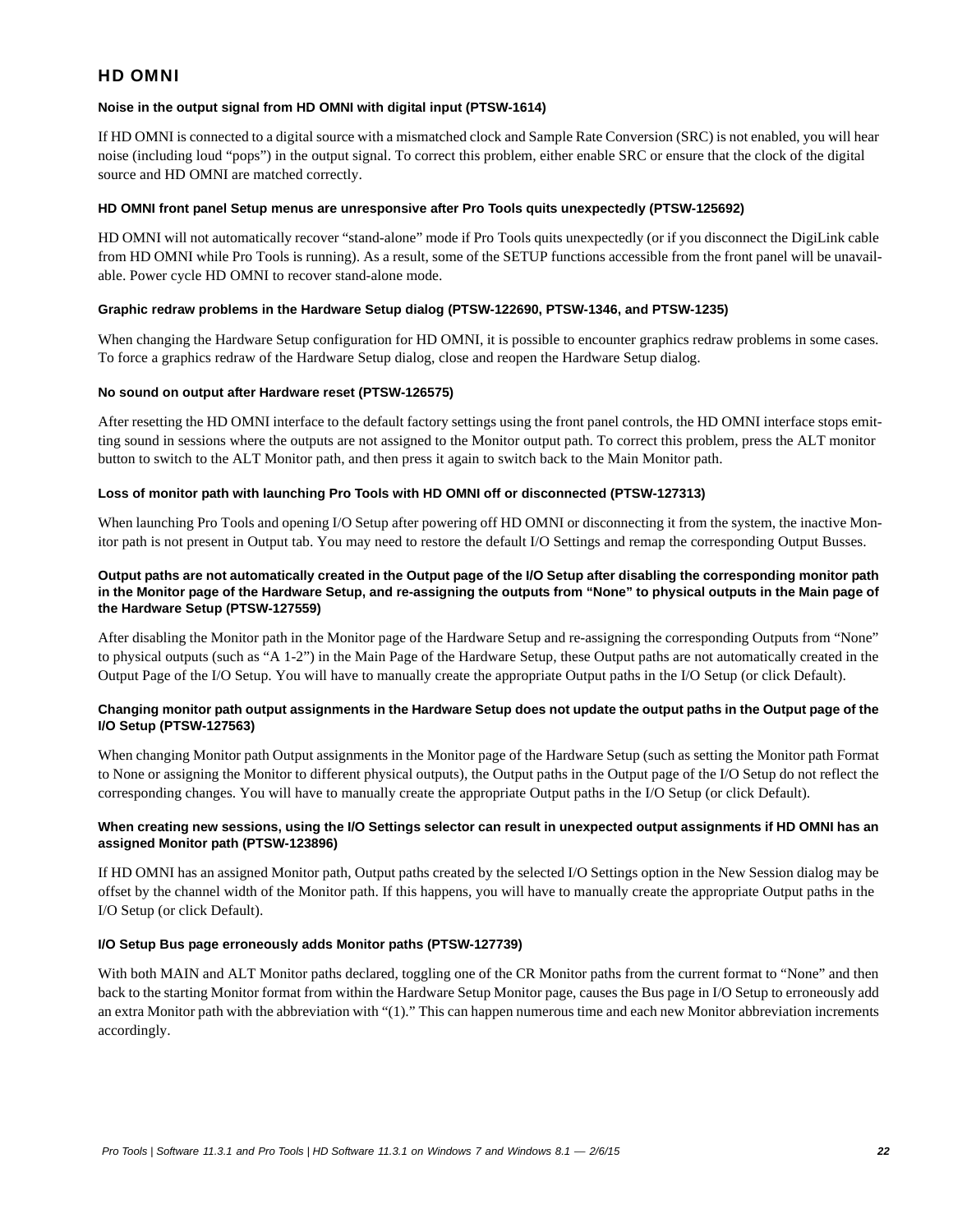## HD OMNI

#### Noise in the output signal from HD OMNI with digital input (PTSW-1614)

If HD OMNI is connected to a digital source with a mismatched clock and Sample Rate Conversion (SRC) is not enabled, you will hear noise (including loud "pops") in the output signal. To correct this problem, either enable SRC or ensure that the clock of the digital source and HD OMNI are matched correctly.

#### HD OMNI front panel Setup menus are unresponsive after Pro Tools quits unexpectedly (PTSW-125692)

HD OMNI will not automatically recover "stand-alone" mode if Pro Tools quits unexpectedly (or if you disconnect the DigiLink cable from HD OMNI while Pro Tools is running). As a result, some of the SETUP functions accessible from the front panel will be unavailable. Power cycle HD OMNI to recover stand-alone mode.

#### Graphic redraw problems in the Hardware Setup dialog (PTSW-122690, PTSW-1346, and PTSW-1235)

When changing the Hardware Setup configuration for HD OMNI, it is possible to encounter graphics redraw problems in some cases. To force a graphics redraw of the Hardware Setup dialog, close and reopen the Hardware Setup dialog.

#### No sound on output after Hardware reset (PTSW-126575)

After resetting the HD OMNI interface to the default factory settings using the front panel controls, the HD OMNI interface stops emitting sound in sessions where the outputs are not assigned to the Monitor output path. To correct this problem, press the ALT monitor button to switch to the ALT Monitor path, and then press it again to switch back to the Main Monitor path.

#### Loss of monitor path with launching Pro Tools with HD OMNI off or disconnected (PTSW-127313)

When launching Pro Tools and opening I/O Setup after powering off HD OMNI or disconnecting it from the system, the inactive Monitor path is not present in Output tab. You may need to restore the default I/O Settings and remap the corresponding Output Busses.

#### Output paths are not automatically created in the Output page of the I/O Setup after disabling the corresponding monitor path in the Monitor page of the Hardware Setup, and re-assigning the outputs from "None" to physical outputs in the Main page of the Hardware Setup (PTSW-127559)

After disabling the Monitor path in the Monitor page of the Hardware Setup and re-assigning the corresponding Outputs from "None" to physical outputs (such as "A 1-2") in the Main Page of the Hardware Setup, these Output paths are not automatically created in the Output Page of the I/O Setup. You will have to manually create the appropriate Output paths in the I/O Setup (or click Default).

#### Changing monitor path output assignments in the Hardware Setup does not update the output paths in the Output page of the I/O Setup (PTSW-127563)

When changing Monitor path Output assignments in the Monitor page of the Hardware Setup (such as setting the Monitor path Format to None or assigning the Monitor to different physical outputs), the Output paths in the Output page of the I/O Setup do not reflect the corresponding changes. You will have to manually create the appropriate Output paths in the I/O Setup (or click Default).

#### When creating new sessions, using the I/O Settings selector can result in unexpected output assignments if HD OMNI has an assigned Monitor path (PTSW-123896)

If HD OMNI has an assigned Monitor path, Output paths created by the selected I/O Settings option in the New Session dialog may be offset by the channel width of the Monitor path. If this happens, you will have to manually create the appropriate Output paths in the I/O Setup (or click Default).

#### I/O Setup Bus page erroneously adds Monitor paths (PTSW-127739)

With both MAIN and ALT Monitor paths declared, toggling one of the CR Monitor paths from the current format to "None" and then back to the starting Monitor format from within the Hardware Setup Monitor page, causes the Bus page in I/O Setup to erroneously add an extra Monitor path with the abbreviation with "(1)." This can happen numerous time and each new Monitor abbreviation increments accordingly.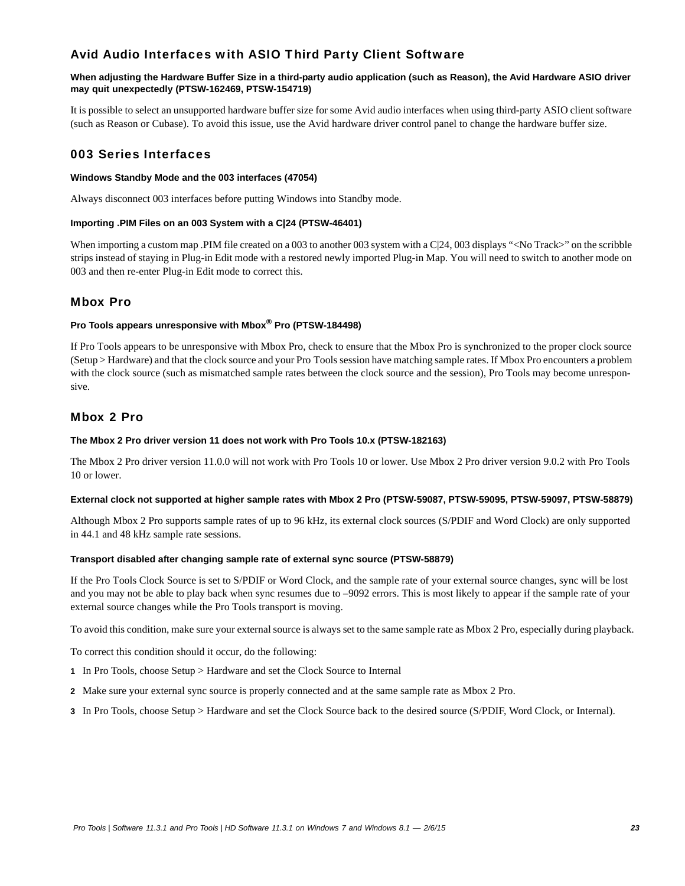## Avid Audio Interfaces with ASIO Third Party Client Software

**When adjusting the Hardware Buffer Size in a third-party audio application (such as Reason), the Avid Hardware ASIO driver may quit unexpectedly (PTSW-162469, PTSW-154719)**

It is possible to select an unsupported hardware buffer size for some Avid audio interfaces when using third-party ASIO client software (such as Reason or Cubase). To avoid this issue, use the Avid hardware driver control panel to change the hardware buffer size.

## 003 Series Interfaces

**Windows Standby Mode and the 003 interfaces (47054)**

Always disconnect 003 interfaces before putting Windows into Standby mode.

**Importing .PIM Files on an 003 System with a C|24 (PTSW-46401)**

When importing a custom map .PIM file created on a 003 to another 003 system with a C|24, 003 displays "<No Track>" on the scribble strips instead of staying in Plug-in Edit mode with a restored newly imported Plug-in Map. You will need to switch to another mode on 003 and then re-enter Plug-in Edit mode to correct this.

## Mbox Pro

**Pro Tools appears unresponsive with Mbox® Pro (PTSW-184498)**

If Pro Tools appears to be unresponsive with Mbox Pro, check to ensure that the Mbox Pro is synchronized to the proper clock source (Setup > Hardware) and that the clock source and your Pro Tools session have matching sample rates. If Mbox Pro encounters a problem with the clock source (such as mismatched sample rates between the clock source and the session), Pro Tools may become unresponsive.

## Mbox 2 Pro

**The Mbox 2 Pro driver version 11 does not work with Pro Tools 10.x (PTSW-182163)**

The Mbox 2 Pro driver version 11.0.0 will not work with Pro Tools 10 or lower. Use Mbox 2 Pro driver version 9.0.2 with Pro Tools 10 or lower.

**External clock not supported at higher sample rates with Mbox 2 Pro (PTSW-59087, PTSW-59095, PTSW-59097, PTSW-58879)**

Although Mbox 2 Pro supports sample rates of up to 96 kHz, its external clock sources (S/PDIF and Word Clock) are only supported in 44.1 and 48 kHz sample rate sessions.

**Transport disabled after changing sample rate of external sync source (PTSW-58879)**

If the Pro Tools Clock Source is set to S/PDIF or Word Clock, and the sample rate of your external source changes, sync will be lost and you may not be able to play back when sync resumes due to –9092 errors. This is most likely to appear if the sample rate of your external source changes while the Pro Tools transport is moving.

To avoid this condition, make sure your external source is always set to the same sample rate as Mbox 2 Pro, especially during playback.

To correct this condition should it occur, do the following:

1. In Pro Tools, choose Setup > Hardware and set the Clock Source to Internal
2. Make sure your external sync source is properly connected and at the same sample rate as Mbox 2 Pro.
3. In Pro Tools, choose Setup > Hardware and set the Clock Source back to the desired source (S/PDIF, Word Clock, or Internal).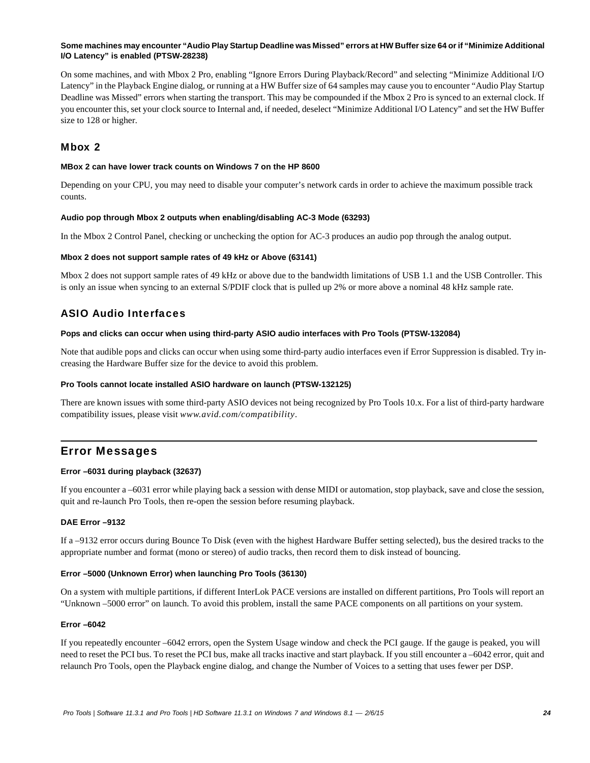#### Some machines may encounter “Audio Play Startup Deadline was Missed” errors at HW Buffer size 64 or if “Minimize Additional I/O Latency” is enabled (PTSW-28238)

On some machines, and with Mbox 2 Pro, enabling “Ignore Errors During Playback/Record” and selecting “Minimize Additional I/O Latency” in the Playback Engine dialog, or running at a HW Buffer size of 64 samples may cause you to encounter “Audio Play Startup Deadline was Missed” errors when starting the transport. This may be compounded if the Mbox 2 Pro is synced to an external clock. If you encounter this, set your clock source to Internal and, if needed, deselect “Minimize Additional I/O Latency” and set the HW Buffer size to 128 or higher.

### Mbox 2

#### MBox 2 can have lower track counts on Windows 7 on the HP 8600

Depending on your CPU, you may need to disable your computer’s network cards in order to achieve the maximum possible track counts.

#### Audio pop through Mbox 2 outputs when enabling/disabling AC-3 Mode (63293)

In the Mbox 2 Control Panel, checking or unchecking the option for AC-3 produces an audio pop through the analog output.

#### Mbox 2 does not support sample rates of 49 kHz or Above (63141)

Mbox 2 does not support sample rates of 49 kHz or above due to the bandwidth limitations of USB 1.1 and the USB Controller. This is only an issue when syncing to an external S/PDIF clock that is pulled up 2% or more above a nominal 48 kHz sample rate.

### ASIO Audio Interfaces

#### Pops and clicks can occur when using third-party ASIO audio interfaces with Pro Tools (PTSW-132084)

Note that audible pops and clicks can occur when using some third-party audio interfaces even if Error Suppression is disabled. Try increasing the Hardware Buffer size for the device to avoid this problem.

#### Pro Tools cannot locate installed ASIO hardware on launch (PTSW-132125)

There are known issues with some third-party ASIO devices not being recognized by Pro Tools 10.x. For a list of third-party hardware compatibility issues, please visit *www.avid.com/compatibility*.

## Error Messages

#### Error –6031 during playback (32637)

If you encounter a –6031 error while playing back a session with dense MIDI or automation, stop playback, save and close the session, quit and re-launch Pro Tools, then re-open the session before resuming playback.

#### DAE Error –9132

If a –9132 error occurs during Bounce To Disk (even with the highest Hardware Buffer setting selected), bus the desired tracks to the appropriate number and format (mono or stereo) of audio tracks, then record them to disk instead of bouncing.

#### Error –5000 (Unknown Error) when launching Pro Tools (36130)

On a system with multiple partitions, if different InterLok PACE versions are installed on different partitions, Pro Tools will report an “Unknown –5000 error” on launch. To avoid this problem, install the same PACE components on all partitions on your system.

#### Error –6042

If you repeatedly encounter –6042 errors, open the System Usage window and check the PCI gauge. If the gauge is peaked, you will need to reset the PCI bus. To reset the PCI bus, make all tracks inactive and start playback. If you still encounter a –6042 error, quit and relaunch Pro Tools, open the Playback engine dialog, and change the Number of Voices to a setting that uses fewer per DSP.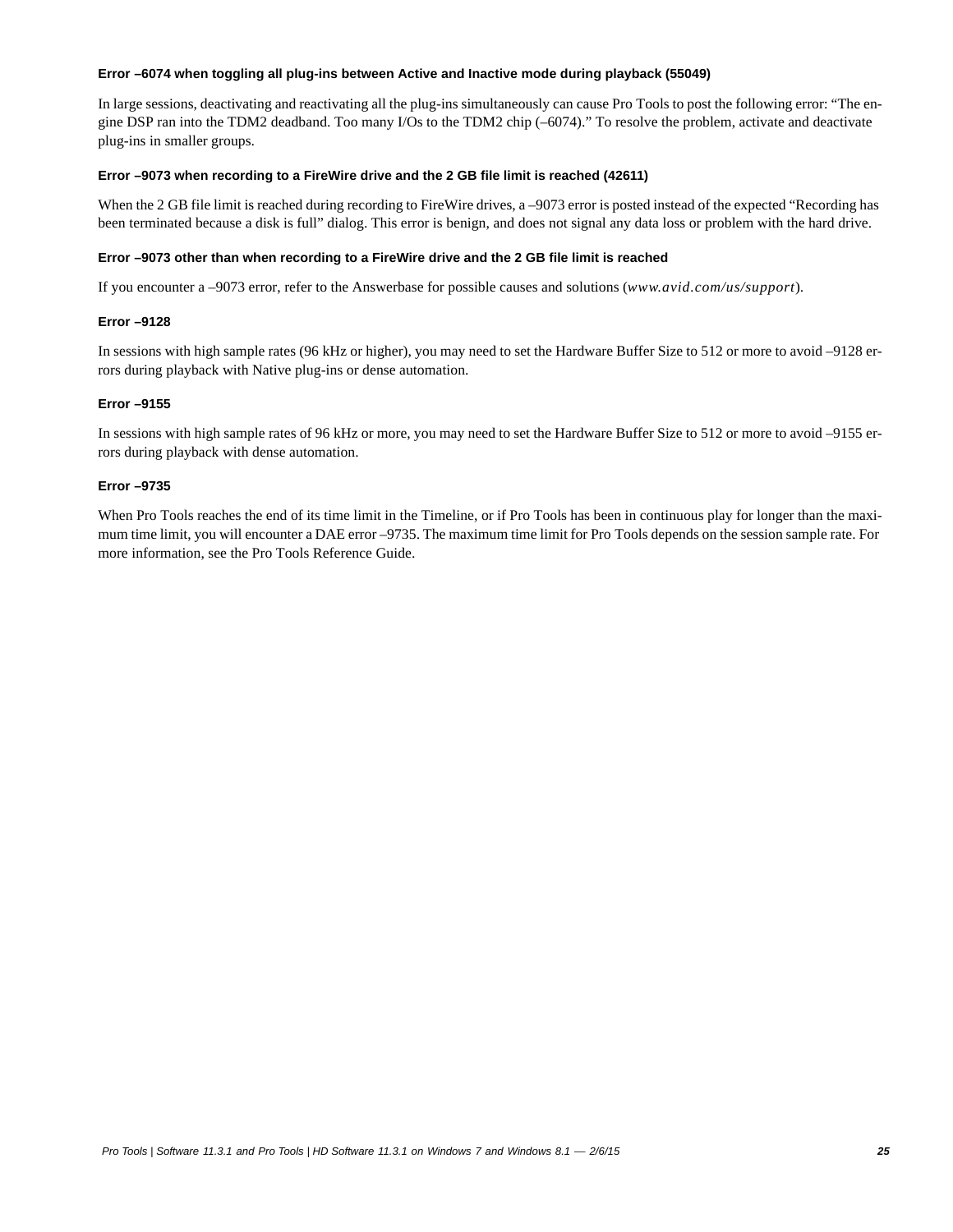#### Error –6074 when toggling all plug-ins between Active and Inactive mode during playback (55049)

In large sessions, deactivating and reactivating all the plug-ins simultaneously can cause Pro Tools to post the following error: “The engine DSP ran into the TDM2 deadband. Too many I/Os to the TDM2 chip (–6074).” To resolve the problem, activate and deactivate plug-ins in smaller groups.

#### Error –9073 when recording to a FireWire drive and the 2 GB file limit is reached (42611)

When the 2 GB file limit is reached during recording to FireWire drives, a –9073 error is posted instead of the expected “Recording has been terminated because a disk is full” dialog. This error is benign, and does not signal any data loss or problem with the hard drive.

#### Error –9073 other than when recording to a FireWire drive and the 2 GB file limit is reached

If you encounter a –9073 error, refer to the Answerbase for possible causes and solutions (*www.avid.com/us/support*).

#### Error –9128

In sessions with high sample rates (96 kHz or higher), you may need to set the Hardware Buffer Size to 512 or more to avoid –9128 errors during playback with Native plug-ins or dense automation.

#### Error –9155

In sessions with high sample rates of 96 kHz or more, you may need to set the Hardware Buffer Size to 512 or more to avoid –9155 errors during playback with dense automation.

#### Error –9735

When Pro Tools reaches the end of its time limit in the Timeline, or if Pro Tools has been in continuous play for longer than the maximum time limit, you will encounter a DAE error –9735. The maximum time limit for Pro Tools depends on the session sample rate. For more information, see the Pro Tools Reference Guide.